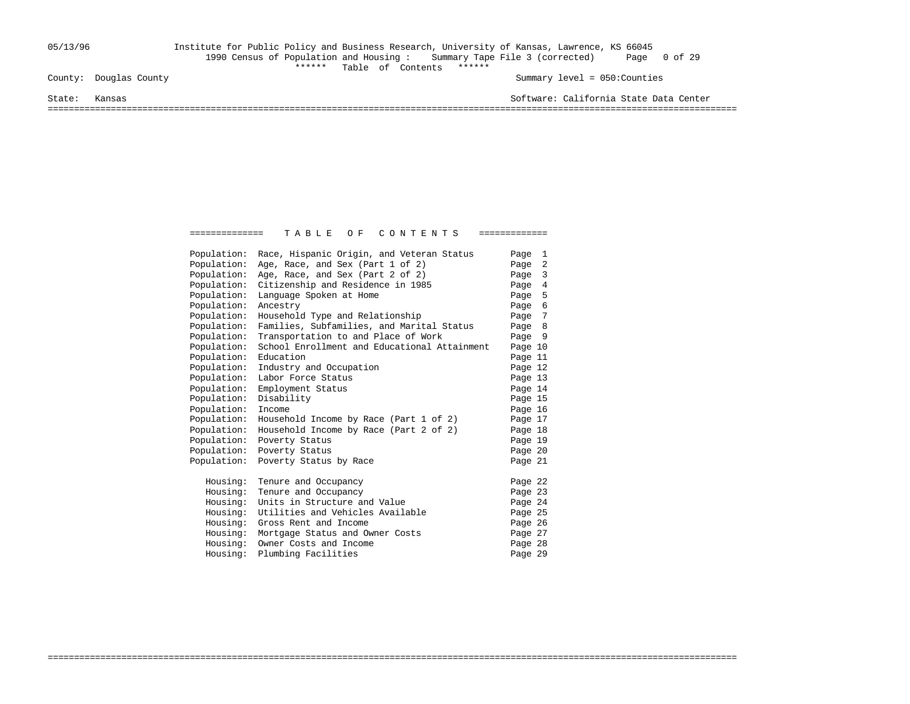Institute for Public Policy and Business Research, University of Kansas, Lawrence, KS 66045

1990 Census of Population and Housing : Summary Tape File 3 (corrected)

****** Table of Contents ******

County: Douglas County — Summary level = 050:Counties

State: Kansas — Software: California State Data Center

# T A B L E O F C O N T E N T S

| Section | Topic | Page |
|---|---|---|
| Population: | Race, Hispanic Origin, and Veteran Status | Page 1 |
| Population: | Age, Race, and Sex (Part 1 of 2) | Page 2 |
| Population: | Age, Race, and Sex (Part 2 of 2) | Page 3 |
| Population: | Citizenship and Residence in 1985 | Page 4 |
| Population: | Language Spoken at Home | Page 5 |
| Population: | Ancestry | Page 6 |
| Population: | Household Type and Relationship | Page 7 |
| Population: | Families, Subfamilies, and Marital Status | Page 8 |
| Population: | Transportation to and Place of Work | Page 9 |
| Population: | School Enrollment and Educational Attainment | Page 10 |
| Population: | Education | Page 11 |
| Population: | Industry and Occupation | Page 12 |
| Population: | Labor Force Status | Page 13 |
| Population: | Employment Status | Page 14 |
| Population: | Disability | Page 15 |
| Population: | Income | Page 16 |
| Population: | Household Income by Race (Part 1 of 2) | Page 17 |
| Population: | Household Income by Race (Part 2 of 2) | Page 18 |
| Population: | Poverty Status | Page 19 |
| Population: | Poverty Status | Page 20 |
| Population: | Poverty Status by Race | Page 21 |
| Housing: | Tenure and Occupancy | Page 22 |
| Housing: | Tenure and Occupancy | Page 23 |
| Housing: | Units in Structure and Value | Page 24 |
| Housing: | Utilities and Vehicles Available | Page 25 |
| Housing: | Gross Rent and Income | Page 26 |
| Housing: | Mortgage Status and Owner Costs | Page 27 |
| Housing: | Owner Costs and Income | Page 28 |
| Housing: | Plumbing Facilities | Page 29 |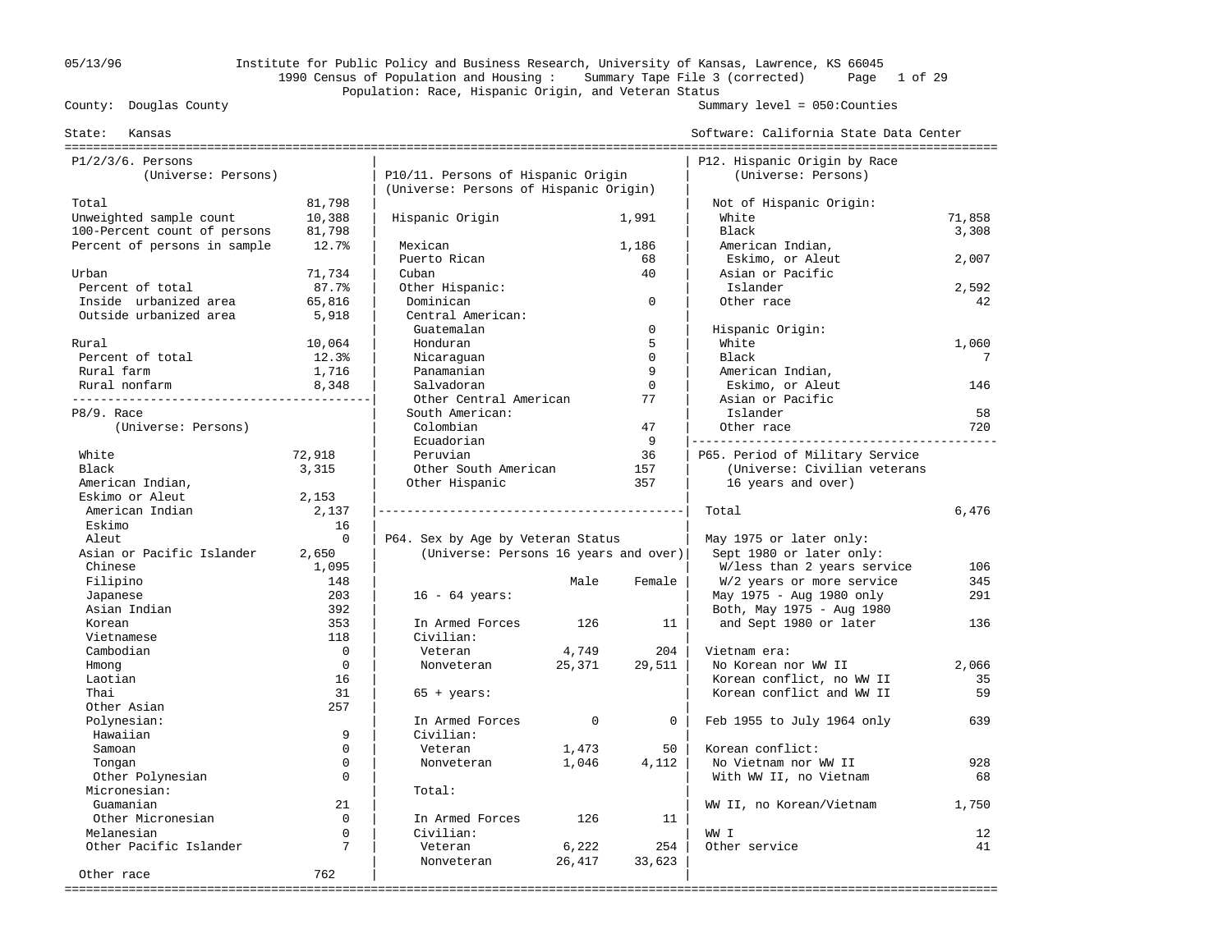Institute for Public Policy and Business Research, University of Kansas, Lawrence, KS 66045
1990 Census of Population and Housing : Summary Tape File 3 (corrected)
Population: Race, Hispanic Origin, and Veteran Status

05/13/96

County: Douglas County
State: Kansas

Summary level = 050:Counties
Software: California State Data Center

## P1/2/3/6. Persons
(Universe: Persons)

| | |
|---|---|
| Total | 81,798 |
| Unweighted sample count | 10,388 |
| 100-Percent count of persons | 81,798 |
| Percent of persons in sample | 12.7% |
| Urban | 71,734 |
| Percent of total | 87.7% |
| Inside urbanized area | 65,816 |
| Outside urbanized area | 5,918 |
| Rural | 10,064 |
| Percent of total | 12.3% |
| Rural farm | 1,716 |
| Rural nonfarm | 8,348 |

## P8/9. Race
(Universe: Persons)

| | |
|---|---|
| White | 72,918 |
| Black | 3,315 |
| American Indian, Eskimo or Aleut | 2,153 |
| American Indian | 2,137 |
| Eskimo | 16 |
| Aleut | 0 |
| Asian or Pacific Islander | 2,650 |
| Chinese | 1,095 |
| Filipino | 148 |
| Japanese | 203 |
| Asian Indian | 392 |
| Korean | 353 |
| Vietnamese | 118 |
| Cambodian | 0 |
| Hmong | 0 |
| Laotian | 16 |
| Thai | 31 |
| Other Asian | 257 |
| Polynesian: | |
| Hawaiian | 9 |
| Samoan | 0 |
| Tongan | 0 |
| Other Polynesian | 0 |
| Micronesian: | |
| Guamanian | 21 |
| Other Micronesian | 0 |
| Melanesian | 0 |
| Other Pacific Islander | 7 |
| Other race | 762 |

## P10/11. Persons of Hispanic Origin
(Universe: Persons of Hispanic Origin)

| | |
|---|---|
| Hispanic Origin | 1,991 |
| Mexican | 1,186 |
| Puerto Rican | 68 |
| Cuban | 40 |
| Other Hispanic: | |
| Dominican | 0 |
| Central American: | |
| Guatemalan | 0 |
| Honduran | 5 |
| Nicaraguan | 0 |
| Panamanian | 9 |
| Salvadoran | 0 |
| Other Central American | 77 |
| South American: | |
| Colombian | 47 |
| Ecuadorian | 9 |
| Peruvian | 36 |
| Other South American | 157 |
| Other Hispanic | 357 |

## P64. Sex by Age by Veteran Status
(Universe: Persons 16 years and over)

| | Male | Female |
|---|---|---|
| 16 - 64 years: | | |
| In Armed Forces | 126 | 11 |
| Civilian: | | |
| Veteran | 4,749 | 204 |
| Nonveteran | 25,371 | 29,511 |
| 65 + years: | | |
| In Armed Forces | 0 | 0 |
| Civilian: | | |
| Veteran | 1,473 | 50 |
| Nonveteran | 1,046 | 4,112 |
| Total: | | |
| In Armed Forces | 126 | 11 |
| Civilian: | | |
| Veteran | 6,222 | 254 |
| Nonveteran | 26,417 | 33,623 |

## P12. Hispanic Origin by Race
(Universe: Persons)

| | |
|---|---|
| Not of Hispanic Origin: | |
| White | 71,858 |
| Black | 3,308 |
| American Indian, Eskimo, or Aleut | 2,007 |
| Asian or Pacific Islander | 2,592 |
| Other race | 42 |
| Hispanic Origin: | |
| White | 1,060 |
| Black | 7 |
| American Indian, Eskimo, or Aleut | 146 |
| Asian or Pacific Islander | 58 |
| Other race | 720 |

## P65. Period of Military Service
(Universe: Civilian veterans 16 years and over)

| | |
|---|---|
| Total | 6,476 |
| May 1975 or later only: | |
| Sept 1980 or later only: | |
| W/less than 2 years service | 106 |
| W/2 years or more service | 345 |
| May 1975 - Aug 1980 only | 291 |
| Both, May 1975 - Aug 1980 and Sept 1980 or later | 136 |
| Vietnam era: | |
| No Korean nor WW II | 2,066 |
| Korean conflict, no WW II | 35 |
| Korean conflict and WW II | 59 |
| Feb 1955 to July 1964 only | 639 |
| Korean conflict: | |
| No Vietnam nor WW II | 928 |
| With WW II, no Vietnam | 68 |
| WW II, no Korean/Vietnam | 1,750 |
| WW I | 12 |
| Other service | 41 |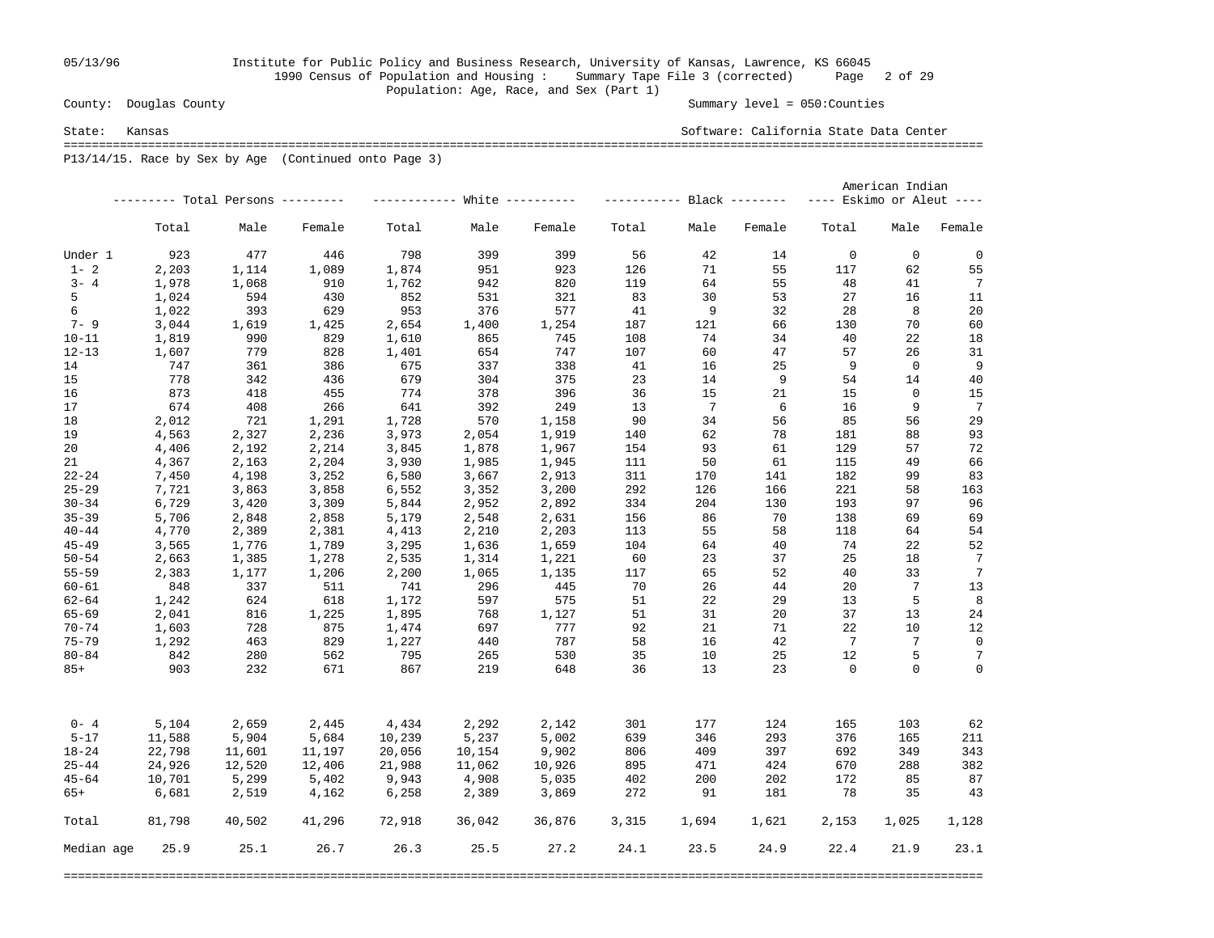County: Douglas County | Summary level = 050:Counties

State: Kansas | Software: California State Data Center

Population: Age, Race, and Sex (Part 1)

P13/14/15. Race by Sex by Age (Continued onto Page 3)

| | Total Persons | | | White | | | Black | | | American Indian Eskimo or Aleut | | |
|---|---|---|---|---|---|---|---|---|---|---|---|---|
| | Total | Male | Female | Total | Male | Female | Total | Male | Female | Total | Male | Female |
| Under 1 | 923 | 477 | 446 | 798 | 399 | 399 | 56 | 42 | 14 | 0 | 0 | 0 |
| 1- 2 | 2,203 | 1,114 | 1,089 | 1,874 | 951 | 923 | 126 | 71 | 55 | 117 | 62 | 55 |
| 3- 4 | 1,978 | 1,068 | 910 | 1,762 | 942 | 820 | 119 | 64 | 55 | 48 | 41 | 7 |
| 5 | 1,024 | 594 | 430 | 852 | 531 | 321 | 83 | 30 | 53 | 27 | 16 | 11 |
| 6 | 1,022 | 393 | 629 | 953 | 376 | 577 | 41 | 9 | 32 | 28 | 8 | 20 |
| 7- 9 | 3,044 | 1,619 | 1,425 | 2,654 | 1,400 | 1,254 | 187 | 121 | 66 | 130 | 70 | 60 |
| 10-11 | 1,819 | 990 | 829 | 1,610 | 865 | 745 | 108 | 74 | 34 | 40 | 22 | 18 |
| 12-13 | 1,607 | 779 | 828 | 1,401 | 654 | 747 | 107 | 60 | 47 | 57 | 26 | 31 |
| 14 | 747 | 361 | 386 | 675 | 337 | 338 | 41 | 16 | 25 | 9 | 0 | 9 |
| 15 | 778 | 342 | 436 | 679 | 304 | 375 | 23 | 14 | 9 | 54 | 14 | 40 |
| 16 | 873 | 418 | 455 | 774 | 378 | 396 | 36 | 15 | 21 | 15 | 0 | 15 |
| 17 | 674 | 408 | 266 | 641 | 392 | 249 | 13 | 7 | 6 | 16 | 9 | 7 |
| 18 | 2,012 | 721 | 1,291 | 1,728 | 570 | 1,158 | 90 | 34 | 56 | 85 | 56 | 29 |
| 19 | 4,563 | 2,327 | 2,236 | 3,973 | 2,054 | 1,919 | 140 | 62 | 78 | 181 | 88 | 93 |
| 20 | 4,406 | 2,192 | 2,214 | 3,845 | 1,878 | 1,967 | 154 | 93 | 61 | 129 | 57 | 72 |
| 21 | 4,367 | 2,163 | 2,204 | 3,930 | 1,985 | 1,945 | 111 | 50 | 61 | 115 | 49 | 66 |
| 22-24 | 7,450 | 4,198 | 3,252 | 6,580 | 3,667 | 2,913 | 311 | 170 | 141 | 182 | 99 | 83 |
| 25-29 | 7,721 | 3,863 | 3,858 | 6,552 | 3,352 | 3,200 | 292 | 126 | 166 | 221 | 58 | 163 |
| 30-34 | 6,729 | 3,420 | 3,309 | 5,844 | 2,952 | 2,892 | 334 | 204 | 130 | 193 | 97 | 96 |
| 35-39 | 5,706 | 2,848 | 2,858 | 5,179 | 2,548 | 2,631 | 156 | 86 | 70 | 138 | 69 | 69 |
| 40-44 | 4,770 | 2,389 | 2,381 | 4,413 | 2,210 | 2,203 | 113 | 55 | 58 | 118 | 64 | 54 |
| 45-49 | 3,565 | 1,776 | 1,789 | 3,295 | 1,636 | 1,659 | 104 | 64 | 40 | 74 | 22 | 52 |
| 50-54 | 2,663 | 1,385 | 1,278 | 2,535 | 1,314 | 1,221 | 60 | 23 | 37 | 25 | 18 | 7 |
| 55-59 | 2,383 | 1,177 | 1,206 | 2,200 | 1,065 | 1,135 | 117 | 65 | 52 | 40 | 33 | 7 |
| 60-61 | 848 | 337 | 511 | 741 | 296 | 445 | 70 | 26 | 44 | 20 | 7 | 13 |
| 62-64 | 1,242 | 624 | 618 | 1,172 | 597 | 575 | 51 | 22 | 29 | 13 | 5 | 8 |
| 65-69 | 2,041 | 816 | 1,225 | 1,895 | 768 | 1,127 | 51 | 31 | 20 | 37 | 13 | 24 |
| 70-74 | 1,603 | 728 | 875 | 1,474 | 697 | 777 | 92 | 21 | 71 | 22 | 10 | 12 |
| 75-79 | 1,292 | 463 | 829 | 1,227 | 440 | 787 | 58 | 16 | 42 | 7 | 7 | 0 |
| 80-84 | 842 | 280 | 562 | 795 | 265 | 530 | 35 | 10 | 25 | 12 | 5 | 7 |
| 85+ | 903 | 232 | 671 | 867 | 219 | 648 | 36 | 13 | 23 | 0 | 0 | 0 |
| 0- 4 | 5,104 | 2,659 | 2,445 | 4,434 | 2,292 | 2,142 | 301 | 177 | 124 | 165 | 103 | 62 |
| 5-17 | 11,588 | 5,904 | 5,684 | 10,239 | 5,237 | 5,002 | 639 | 346 | 293 | 376 | 165 | 211 |
| 18-24 | 22,798 | 11,601 | 11,197 | 20,056 | 10,154 | 9,902 | 806 | 409 | 397 | 692 | 349 | 343 |
| 25-44 | 24,926 | 12,520 | 12,406 | 21,988 | 11,062 | 10,926 | 895 | 471 | 424 | 670 | 288 | 382 |
| 45-64 | 10,701 | 5,299 | 5,402 | 9,943 | 4,908 | 5,035 | 402 | 200 | 202 | 172 | 85 | 87 |
| 65+ | 6,681 | 2,519 | 4,162 | 6,258 | 2,389 | 3,869 | 272 | 91 | 181 | 78 | 35 | 43 |
| Total | 81,798 | 40,502 | 41,296 | 72,918 | 36,042 | 36,876 | 3,315 | 1,694 | 1,621 | 2,153 | 1,025 | 1,128 |
| Median age | 25.9 | 25.1 | 26.7 | 26.3 | 25.5 | 27.2 | 24.1 | 23.5 | 24.9 | 22.4 | 21.9 | 23.1 |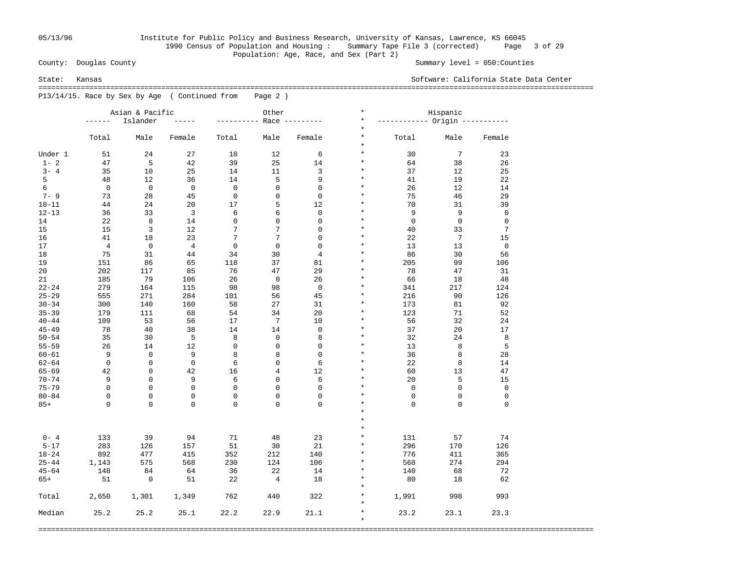County: Douglas County — Summary level = 050:Counties

State: Kansas — Software: California State Data Center

Institute for Public Policy and Business Research, University of Kansas, Lawrence, KS 66045
1990 Census of Population and Housing : Summary Tape File 3 (corrected)
Population: Age, Race, and Sex (Part 2)

P13/14/15. Race by Sex by Age ( Continued from Page 2 )

| | Asian & Pacific Islander | | | Other Race | | | Hispanic Origin | | |
|---|---|---|---|---|---|---|---|---|---|
| | Total | Male | Female | Total | Male | Female | Total | Male | Female |
| Under 1 | 51 | 24 | 27 | 18 | 12 | 6 | 30 | 7 | 23 |
| 1- 2 | 47 | 5 | 42 | 39 | 25 | 14 | 64 | 38 | 26 |
| 3- 4 | 35 | 10 | 25 | 14 | 11 | 3 | 37 | 12 | 25 |
| 5 | 48 | 12 | 36 | 14 | 5 | 9 | 41 | 19 | 22 |
| 6 | 0 | 0 | 0 | 0 | 0 | 0 | 26 | 12 | 14 |
| 7- 9 | 73 | 28 | 45 | 0 | 0 | 0 | 75 | 46 | 29 |
| 10-11 | 44 | 24 | 20 | 17 | 5 | 12 | 70 | 31 | 39 |
| 12-13 | 36 | 33 | 3 | 6 | 6 | 0 | 9 | 9 | 0 |
| 14 | 22 | 8 | 14 | 0 | 0 | 0 | 0 | 0 | 0 |
| 15 | 15 | 3 | 12 | 7 | 7 | 0 | 40 | 33 | 7 |
| 16 | 41 | 18 | 23 | 7 | 7 | 0 | 22 | 7 | 15 |
| 17 | 4 | 0 | 4 | 0 | 0 | 0 | 13 | 13 | 0 |
| 18 | 75 | 31 | 44 | 34 | 30 | 4 | 86 | 30 | 56 |
| 19 | 151 | 86 | 65 | 118 | 37 | 81 | 205 | 99 | 106 |
| 20 | 202 | 117 | 85 | 76 | 47 | 29 | 78 | 47 | 31 |
| 21 | 185 | 79 | 106 | 26 | 0 | 26 | 66 | 18 | 48 |
| 22-24 | 279 | 164 | 115 | 98 | 98 | 0 | 341 | 217 | 124 |
| 25-29 | 555 | 271 | 284 | 101 | 56 | 45 | 216 | 90 | 126 |
| 30-34 | 300 | 140 | 160 | 58 | 27 | 31 | 173 | 81 | 92 |
| 35-39 | 179 | 111 | 68 | 54 | 34 | 20 | 123 | 71 | 52 |
| 40-44 | 109 | 53 | 56 | 17 | 7 | 10 | 56 | 32 | 24 |
| 45-49 | 78 | 40 | 38 | 14 | 14 | 0 | 37 | 20 | 17 |
| 50-54 | 35 | 30 | 5 | 8 | 0 | 8 | 32 | 24 | 8 |
| 55-59 | 26 | 14 | 12 | 0 | 0 | 0 | 13 | 8 | 5 |
| 60-61 | 9 | 0 | 9 | 8 | 8 | 0 | 36 | 8 | 28 |
| 62-64 | 0 | 0 | 0 | 6 | 0 | 6 | 22 | 8 | 14 |
| 65-69 | 42 | 0 | 42 | 16 | 4 | 12 | 60 | 13 | 47 |
| 70-74 | 9 | 0 | 9 | 6 | 0 | 6 | 20 | 5 | 15 |
| 75-79 | 0 | 0 | 0 | 0 | 0 | 0 | 0 | 0 | 0 |
| 80-84 | 0 | 0 | 0 | 0 | 0 | 0 | 0 | 0 | 0 |
| 85+ | 0 | 0 | 0 | 0 | 0 | 0 | 0 | 0 | 0 |
| 0- 4 | 133 | 39 | 94 | 71 | 48 | 23 | 131 | 57 | 74 |
| 5-17 | 283 | 126 | 157 | 51 | 30 | 21 | 296 | 170 | 126 |
| 18-24 | 892 | 477 | 415 | 352 | 212 | 140 | 776 | 411 | 365 |
| 25-44 | 1,143 | 575 | 568 | 230 | 124 | 106 | 568 | 274 | 294 |
| 45-64 | 148 | 84 | 64 | 36 | 22 | 14 | 140 | 68 | 72 |
| 65+ | 51 | 0 | 51 | 22 | 4 | 18 | 80 | 18 | 62 |
| Total | 2,650 | 1,301 | 1,349 | 762 | 440 | 322 | 1,991 | 998 | 993 |
| Median | 25.2 | 25.2 | 25.1 | 22.2 | 22.9 | 21.1 | 23.2 | 23.1 | 23.3 |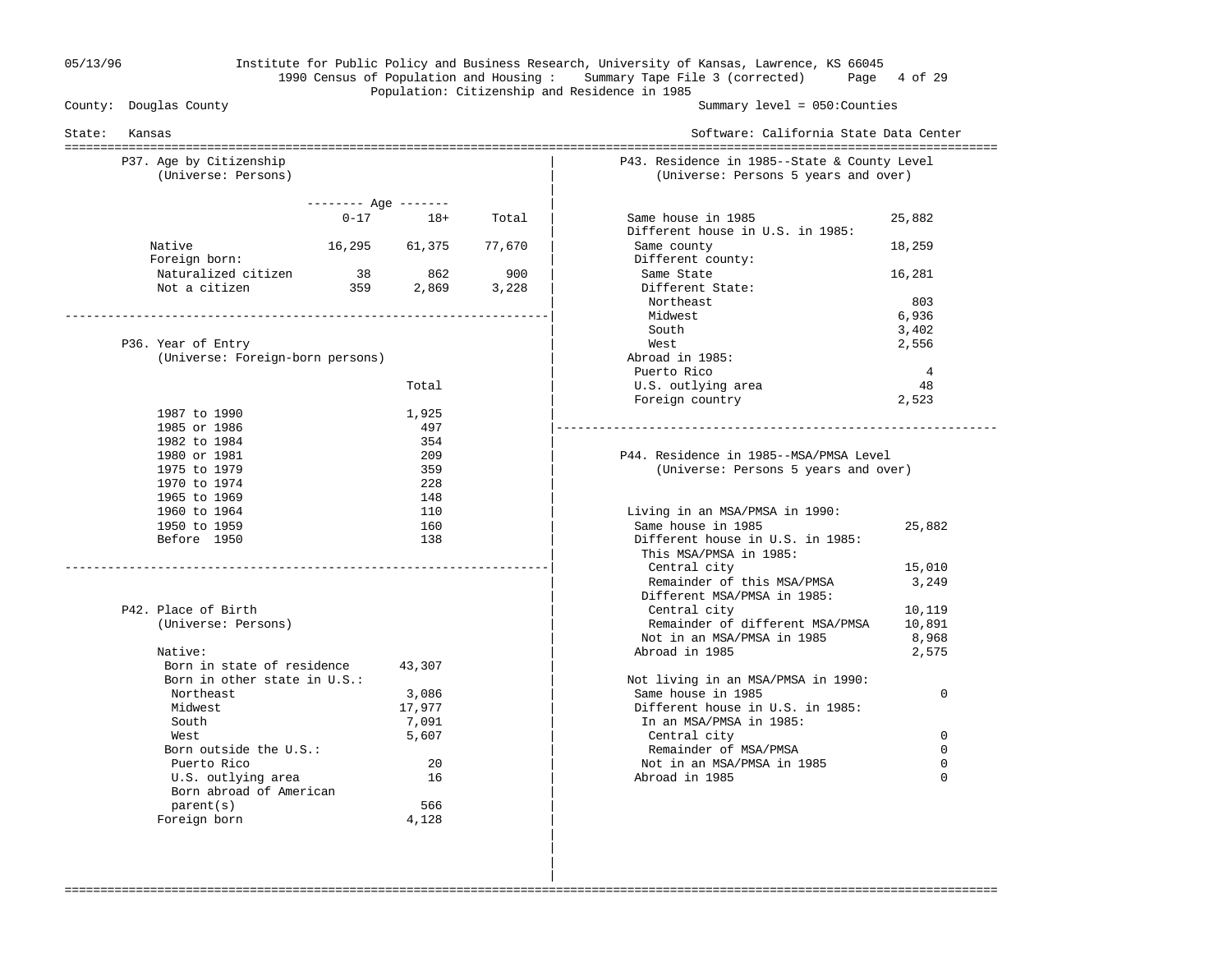05/13/96 Institute for Public Policy and Business Research, University of Kansas, Lawrence, KS 66045

1990 Census of Population and Housing : Summary Tape File 3 (corrected)

Population: Citizenship and Residence in 1985

County: Douglas County — Summary level = 050:Counties

State: Kansas — Software: California State Data Center

## P37. Age by Citizenship
(Universe: Persons)

| | Age 0-17 | Age 18+ | Total |
|---|---|---|---|
| Native | 16,295 | 61,375 | 77,670 |
| Foreign born: | | | |
| Naturalized citizen | 38 | 862 | 900 |
| Not a citizen | 359 | 2,869 | 3,228 |

## P36. Year of Entry
(Universe: Foreign-born persons)

| | Total |
|---|---|
| 1987 to 1990 | 1,925 |
| 1985 or 1986 | 497 |
| 1982 to 1984 | 354 |
| 1980 or 1981 | 209 |
| 1975 to 1979 | 359 |
| 1970 to 1974 | 228 |
| 1965 to 1969 | 148 |
| 1960 to 1964 | 110 |
| 1950 to 1959 | 160 |
| Before 1950 | 138 |

## P42. Place of Birth
(Universe: Persons)

| | |
|---|---|
| Native: | |
| Born in state of residence | 43,307 |
| Born in other state in U.S.: | |
| Northeast | 3,086 |
| Midwest | 17,977 |
| South | 7,091 |
| West | 5,607 |
| Born outside the U.S.: | |
| Puerto Rico | 20 |
| U.S. outlying area | 16 |
| Born abroad of American parent(s) | 566 |
| Foreign born | 4,128 |

## P43. Residence in 1985--State & County Level
(Universe: Persons 5 years and over)

| | |
|---|---|
| Same house in 1985 | 25,882 |
| Different house in U.S. in 1985: | |
| Same county | 18,259 |
| Different county: | |
| Same State | 16,281 |
| Different State: | |
| Northeast | 803 |
| Midwest | 6,936 |
| South | 3,402 |
| West | 2,556 |
| Abroad in 1985: | |
| Puerto Rico | 4 |
| U.S. outlying area | 48 |
| Foreign country | 2,523 |

## P44. Residence in 1985--MSA/PMSA Level
(Universe: Persons 5 years and over)

| | |
|---|---|
| Living in an MSA/PMSA in 1990: | |
| Same house in 1985 | 25,882 |
| Different house in U.S. in 1985: | |
| This MSA/PMSA in 1985: | |
| Central city | 15,010 |
| Remainder of this MSA/PMSA | 3,249 |
| Different MSA/PMSA in 1985: | |
| Central city | 10,119 |
| Remainder of different MSA/PMSA | 10,891 |
| Not in an MSA/PMSA in 1985 | 8,968 |
| Abroad in 1985 | 2,575 |
| Not living in an MSA/PMSA in 1990: | |
| Same house in 1985 | 0 |
| Different house in U.S. in 1985: | |
| In an MSA/PMSA in 1985: | |
| Central city | 0 |
| Remainder of MSA/PMSA | 0 |
| Not in an MSA/PMSA in 1985 | 0 |
| Abroad in 1985 | 0 |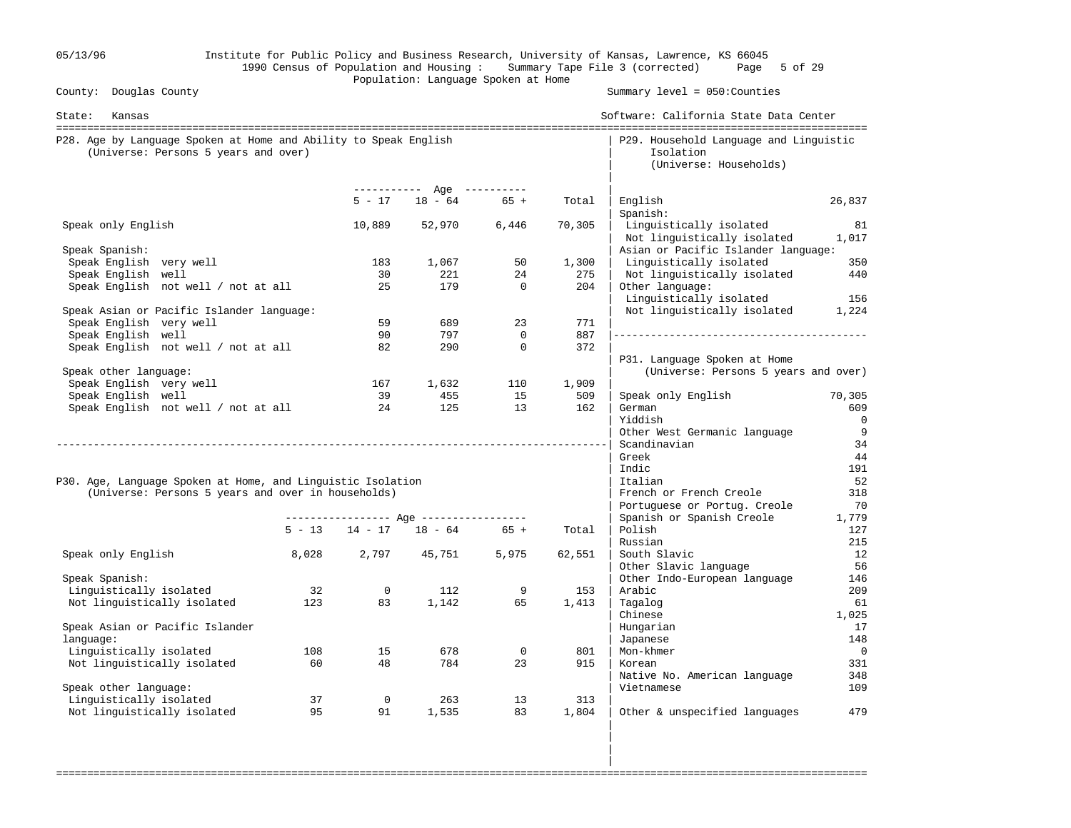Institute for Public Policy and Business Research, University of Kansas, Lawrence, KS 66045
1990 Census of Population and Housing : Summary Tape File 3 (corrected)
Population: Language Spoken at Home

County: Douglas County — Summary level = 050:Counties

State: Kansas — Software: California State Data Center

## P28. Age by Language Spoken at Home and Ability to Speak English
(Universe: Persons 5 years and over)

| | 5 - 17 | 18 - 64 | 65 + | Total |
|---|---|---|---|---|
| Speak only English | 10,889 | 52,970 | 6,446 | 70,305 |
| Speak Spanish: | | | | |
| Speak English very well | 183 | 1,067 | 50 | 1,300 |
| Speak English well | 30 | 221 | 24 | 275 |
| Speak English not well / not at all | 25 | 179 | 0 | 204 |
| Speak Asian or Pacific Islander language: | | | | |
| Speak English very well | 59 | 689 | 23 | 771 |
| Speak English well | 90 | 797 | 0 | 887 |
| Speak English not well / not at all | 82 | 290 | 0 | 372 |
| Speak other language: | | | | |
| Speak English very well | 167 | 1,632 | 110 | 1,909 |
| Speak English well | 39 | 455 | 15 | 509 |
| Speak English not well / not at all | 24 | 125 | 13 | 162 |

## P30. Age, Language Spoken at Home, and Linguistic Isolation
(Universe: Persons 5 years and over in households)

| | 5 - 13 | 14 - 17 | 18 - 64 | 65 + | Total |
|---|---|---|---|---|---|
| Speak only English | 8,028 | 2,797 | 45,751 | 5,975 | 62,551 |
| Speak Spanish: | | | | | |
| Linguistically isolated | 32 | 0 | 112 | 9 | 153 |
| Not linguistically isolated | 123 | 83 | 1,142 | 65 | 1,413 |
| Speak Asian or Pacific Islander language: | | | | | |
| Linguistically isolated | 108 | 15 | 678 | 0 | 801 |
| Not linguistically isolated | 60 | 48 | 784 | 23 | 915 |
| Speak other language: | | | | | |
| Linguistically isolated | 37 | 0 | 263 | 13 | 313 |
| Not linguistically isolated | 95 | 91 | 1,535 | 83 | 1,804 |

## P29. Household Language and Linguistic Isolation
(Universe: Households)

| | |
|---|---|
| English | 26,837 |
| Spanish: | |
| Linguistically isolated | 81 |
| Not linguistically isolated | 1,017 |
| Asian or Pacific Islander language: | |
| Linguistically isolated | 350 |
| Not linguistically isolated | 440 |
| Other language: | |
| Linguistically isolated | 156 |
| Not linguistically isolated | 1,224 |

## P31. Language Spoken at Home
(Universe: Persons 5 years and over)

| | |
|---|---|
| Speak only English | 70,305 |
| German | 609 |
| Yiddish | 0 |
| Other West Germanic language | 9 |
| Scandinavian | 34 |
| Greek | 44 |
| Indic | 191 |
| Italian | 52 |
| French or French Creole | 318 |
| Portuguese or Portug. Creole | 70 |
| Spanish or Spanish Creole | 1,779 |
| Polish | 127 |
| Russian | 215 |
| South Slavic | 12 |
| Other Slavic language | 56 |
| Other Indo-European language | 146 |
| Arabic | 209 |
| Tagalog | 61 |
| Chinese | 1,025 |
| Hungarian | 17 |
| Japanese | 148 |
| Mon-khmer | 0 |
| Korean | 331 |
| Native No. American language | 348 |
| Vietnamese | 109 |
| Other & unspecified languages | 479 |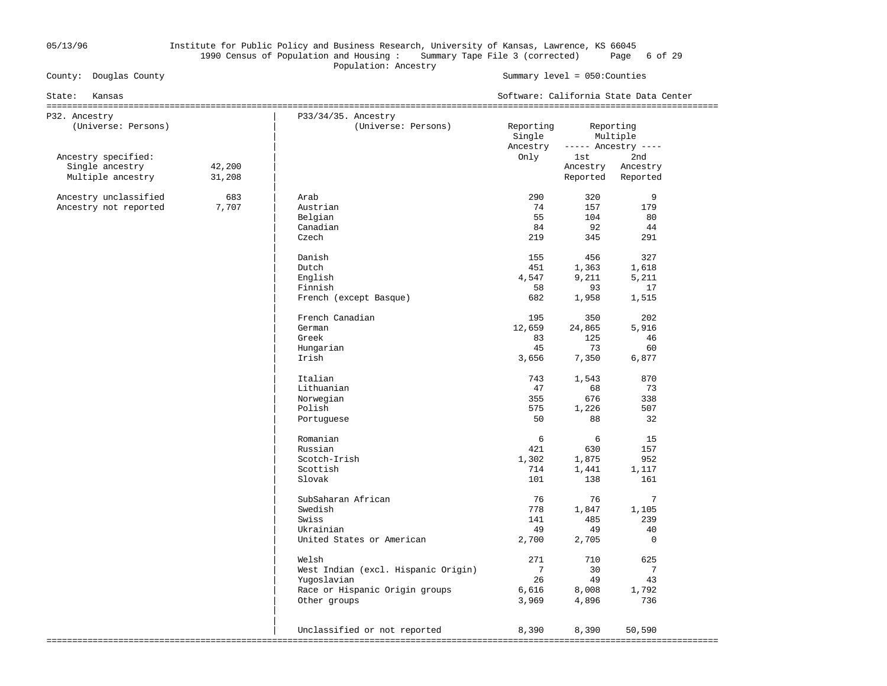05/13/96 Institute for Public Policy and Business Research, University of Kansas, Lawrence, KS 66045

1990 Census of Population and Housing : Summary Tape File 3 (corrected)

Population: Ancestry

County: Douglas County

Summary level = 050:Counties

State: Kansas

Software: California State Data Center

## P32. Ancestry

(Universe: Persons)

| | |
|---|---|
| Ancestry specified: | |
| Single ancestry | 42,200 |
| Multiple ancestry | 31,208 |
| Ancestry unclassified | 683 |
| Ancestry not reported | 7,707 |

## P33/34/35. Ancestry

(Universe: Persons)

| | Reporting Single Ancestry Only | Reporting Multiple Ancestry: 1st Ancestry Reported | Reporting Multiple Ancestry: 2nd Ancestry Reported |
|---|---|---|---|
| Arab | 290 | 320 | 9 |
| Austrian | 74 | 157 | 179 |
| Belgian | 55 | 104 | 80 |
| Canadian | 84 | 92 | 44 |
| Czech | 219 | 345 | 291 |
| Danish | 155 | 456 | 327 |
| Dutch | 451 | 1,363 | 1,618 |
| English | 4,547 | 9,211 | 5,211 |
| Finnish | 58 | 93 | 17 |
| French (except Basque) | 682 | 1,958 | 1,515 |
| French Canadian | 195 | 350 | 202 |
| German | 12,659 | 24,865 | 5,916 |
| Greek | 83 | 125 | 46 |
| Hungarian | 45 | 73 | 60 |
| Irish | 3,656 | 7,350 | 6,877 |
| Italian | 743 | 1,543 | 870 |
| Lithuanian | 47 | 68 | 73 |
| Norwegian | 355 | 676 | 338 |
| Polish | 575 | 1,226 | 507 |
| Portuguese | 50 | 88 | 32 |
| Romanian | 6 | 6 | 15 |
| Russian | 421 | 630 | 157 |
| Scotch-Irish | 1,302 | 1,875 | 952 |
| Scottish | 714 | 1,441 | 1,117 |
| Slovak | 101 | 138 | 161 |
| SubSaharan African | 76 | 76 | 7 |
| Swedish | 778 | 1,847 | 1,105 |
| Swiss | 141 | 485 | 239 |
| Ukrainian | 49 | 49 | 40 |
| United States or American | 2,700 | 2,705 | 0 |
| Welsh | 271 | 710 | 625 |
| West Indian (excl. Hispanic Origin) | 7 | 30 | 7 |
| Yugoslavian | 26 | 49 | 43 |
| Race or Hispanic Origin groups | 6,616 | 8,008 | 1,792 |
| Other groups | 3,969 | 4,896 | 736 |
| Unclassified or not reported | 8,390 | 8,390 | 50,590 |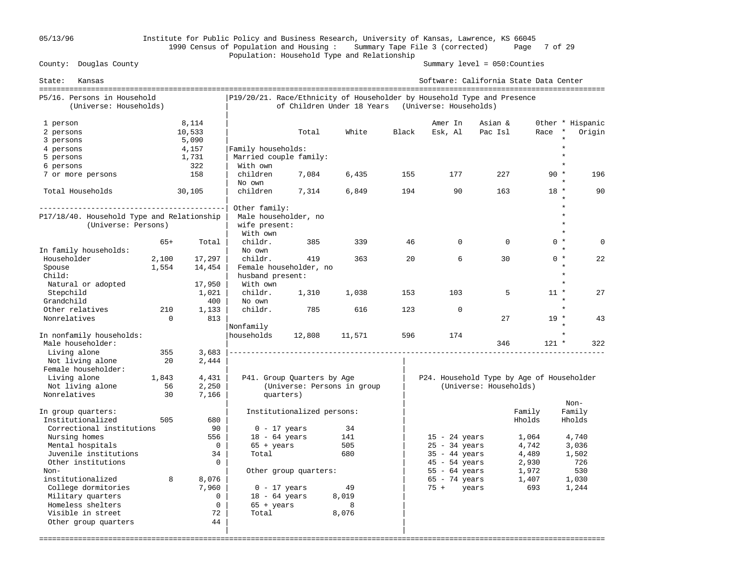Institute for Public Policy and Business Research, University of Kansas, Lawrence, KS 66045
1990 Census of Population and Housing : Summary Tape File 3 (corrected)
Population: Household Type and Relationship

County: Douglas County — Summary level = 050:Counties
State: Kansas — Software: California State Data Center

## P5/16. Persons in Household (Universe: Households)

| | |
|---|---|
| 1 person | 8,114 |
| 2 persons | 10,533 |
| 3 persons | 5,090 |
| 4 persons | 4,157 |
| 5 persons | 1,731 |
| 6 persons | 322 |
| 7 or more persons | 158 |
| Total Households | 30,105 |

## P19/20/21. Race/Ethnicity of Householder by Household Type and Presence of Children Under 18 Years (Universe: Households)

| | Total | White | Black | Amer In Esk, Al | Asian & Pac Isl | Other Race | Hispanic Origin |
|---|---|---|---|---|---|---|---|
| **Family households:** | | | | | | | |
| Married couple family: | | | | | | | |
| With own children | 7,084 | 6,435 | 155 | 177 | 227 | 90 | 196 |
| No own children | 7,314 | 6,849 | 194 | 90 | 163 | 18 | 90 |
| Other family: | | | | | | | |
| Male householder, no wife present: | | | | | | | |
| With own childr. | 385 | 339 | 46 | 0 | 0 | 0 | 0 |
| No own childr. | 419 | 363 | 20 | 6 | 30 | 0 | 22 |
| Female householder, no husband present: | | | | | | | |
| With own childr. | 1,310 | 1,038 | 153 | 103 | 5 | 11 | 27 |
| No own childr. | 785 | 616 | 123 | 0 | 27 | 19 | 43 |
| Nonfamily households | 12,808 | 11,571 | 596 | 174 | 346 | 121 | 322 |

## P17/18/40. Household Type and Relationship (Universe: Persons)

| | 65+ | Total |
|---|---|---|
| **In family households:** | | |
| Householder | 2,100 | 17,297 |
| Spouse | 1,554 | 14,454 |
| Child: | | |
| Natural or adopted | | 17,950 |
| Stepchild | | 1,021 |
| Grandchild | | 400 |
| Other relatives | 210 | 1,133 |
| Nonrelatives | 0 | 813 |
| **In nonfamily households:** | | |
| Male householder: | | |
| Living alone | 355 | 3,683 |
| Not living alone | 20 | 2,444 |
| Female householder: | | |
| Living alone | 1,843 | 4,431 |
| Not living alone | 56 | 2,250 |
| Nonrelatives | 30 | 7,166 |
| **In group quarters:** | | |
| Institutionalized | 505 | 680 |
| Correctional institutions | | 90 |
| Nursing homes | | 556 |
| Mental hospitals | | 0 |
| Juvenile institutions | | 34 |
| Other institutions | | 0 |
| Non-institutionalized | 8 | 8,076 |
| College dormitories | | 7,960 |
| Military quarters | | 0 |
| Homeless shelters | | 0 |
| Visible in street | | 72 |
| Other group quarters | | 44 |

## P41. Group Quarters by Age (Universe: Persons in group quarters)

| | |
|---|---|
| **Institutionalized persons:** | |
| 0 - 17 years | 34 |
| 18 - 64 years | 141 |
| 65 + years | 505 |
| Total | 680 |
| **Other group quarters:** | |
| 0 - 17 years | 49 |
| 18 - 64 years | 8,019 |
| 65 + years | 8 |
| Total | 8,076 |

## P24. Household Type by Age of Householder (Universe: Households)

| | Family Hholds | Non-Family Hholds |
|---|---|---|
| 15 - 24 years | 1,064 | 4,740 |
| 25 - 34 years | 4,742 | 3,036 |
| 35 - 44 years | 4,489 | 1,502 |
| 45 - 54 years | 2,930 | 726 |
| 55 - 64 years | 1,972 | 530 |
| 65 - 74 years | 1,407 | 1,030 |
| 75 + years | 693 | 1,244 |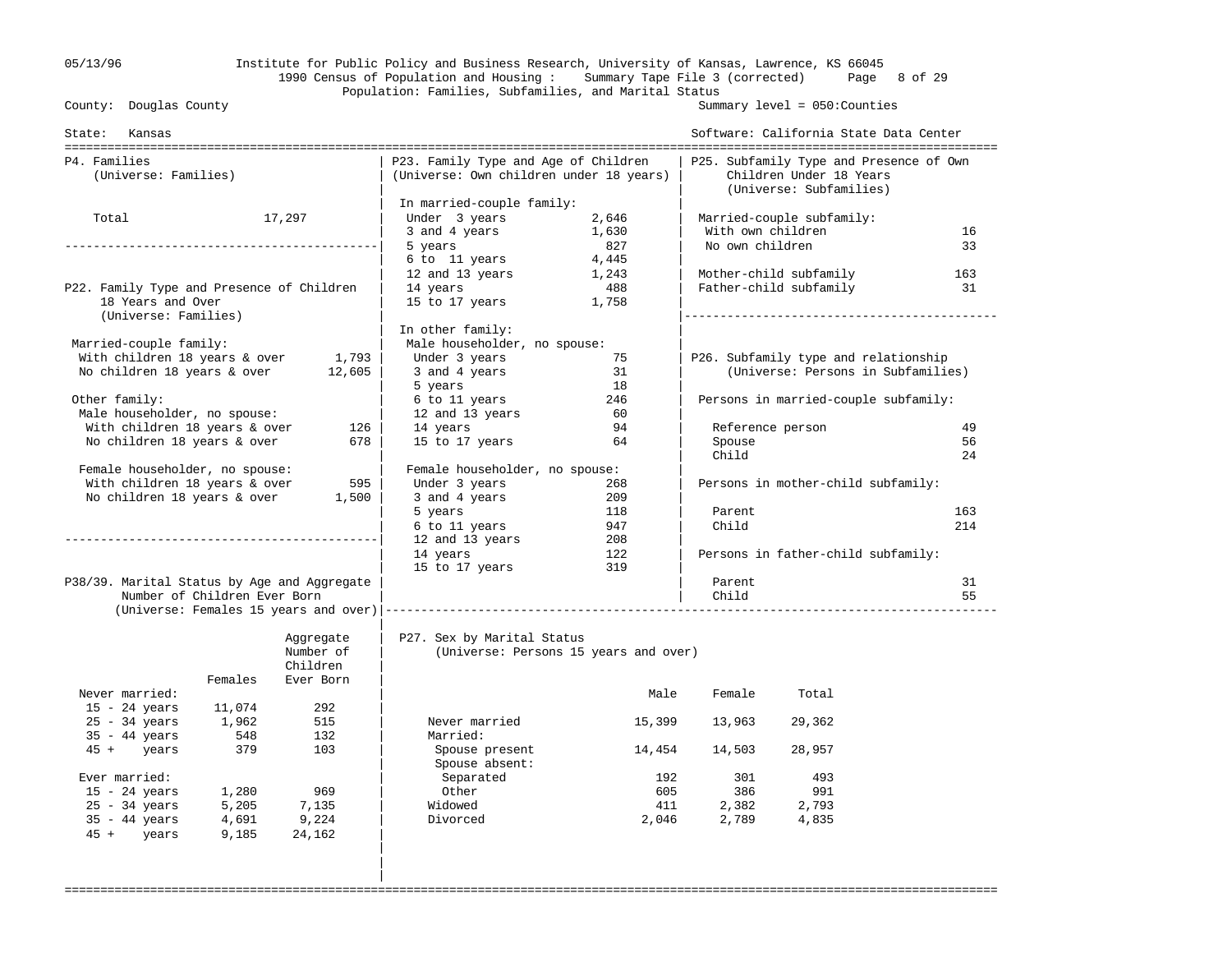County: Douglas County
State: Kansas

Summary level = 050:Counties
Software: California State Data Center

1990 Census of Population and Housing : Summary Tape File 3 (corrected)
Population: Families, Subfamilies, and Marital Status

## P4. Families
(Universe: Families)

| | |
|---|---|
| Total | 17,297 |

## P22. Family Type and Presence of Children 18 Years and Over
(Universe: Families)

| | |
|---|---|
| Married-couple family: | |
| With children 18 years & over | 1,793 |
| No children 18 years & over | 12,605 |
| Other family: | |
| Male householder, no spouse: | |
| With children 18 years & over | 126 |
| No children 18 years & over | 678 |
| Female householder, no spouse: | |
| With children 18 years & over | 595 |
| No children 18 years & over | 1,500 |

## P38/39. Marital Status by Age and Aggregate Number of Children Ever Born
(Universe: Females 15 years and over)

| | Females | Aggregate Number of Children Ever Born |
|---|---|---|
| Never married: | | |
| 15 - 24 years | 11,074 | 292 |
| 25 - 34 years | 1,962 | 515 |
| 35 - 44 years | 548 | 132 |
| 45 + years | 379 | 103 |
| Ever married: | | |
| 15 - 24 years | 1,280 | 969 |
| 25 - 34 years | 5,205 | 7,135 |
| 35 - 44 years | 4,691 | 9,224 |
| 45 + years | 9,185 | 24,162 |

## P23. Family Type and Age of Children
(Universe: Own children under 18 years)

| | |
|---|---|
| In married-couple family: | |
| Under 3 years | 2,646 |
| 3 and 4 years | 1,630 |
| 5 years | 827 |
| 6 to 11 years | 4,445 |
| 12 and 13 years | 1,243 |
| 14 years | 488 |
| 15 to 17 years | 1,758 |
| In other family: | |
| Male householder, no spouse: | |
| Under 3 years | 75 |
| 3 and 4 years | 31 |
| 5 years | 18 |
| 6 to 11 years | 246 |
| 12 and 13 years | 60 |
| 14 years | 94 |
| 15 to 17 years | 64 |
| Female householder, no spouse: | |
| Under 3 years | 268 |
| 3 and 4 years | 209 |
| 5 years | 118 |
| 6 to 11 years | 947 |
| 12 and 13 years | 208 |
| 14 years | 122 |
| 15 to 17 years | 319 |

## P25. Subfamily Type and Presence of Own Children Under 18 Years
(Universe: Subfamilies)

| | |
|---|---|
| Married-couple subfamily: | |
| With own children | 16 |
| No own children | 33 |
| Mother-child subfamily | 163 |
| Father-child subfamily | 31 |

## P26. Subfamily type and relationship
(Universe: Persons in Subfamilies)

| | |
|---|---|
| Persons in married-couple subfamily: | |
| Reference person | 49 |
| Spouse | 56 |
| Child | 24 |
| Persons in mother-child subfamily: | |
| Parent | 163 |
| Child | 214 |
| Persons in father-child subfamily: | |
| Parent | 31 |
| Child | 55 |

## P27. Sex by Marital Status
(Universe: Persons 15 years and over)

| | Male | Female | Total |
|---|---|---|---|
| Never married | 15,399 | 13,963 | 29,362 |
| Married: | | | |
| Spouse present | 14,454 | 14,503 | 28,957 |
| Spouse absent: | | | |
| Separated | 192 | 301 | 493 |
| Other | 605 | 386 | 991 |
| Widowed | 411 | 2,382 | 2,793 |
| Divorced | 2,046 | 2,789 | 4,835 |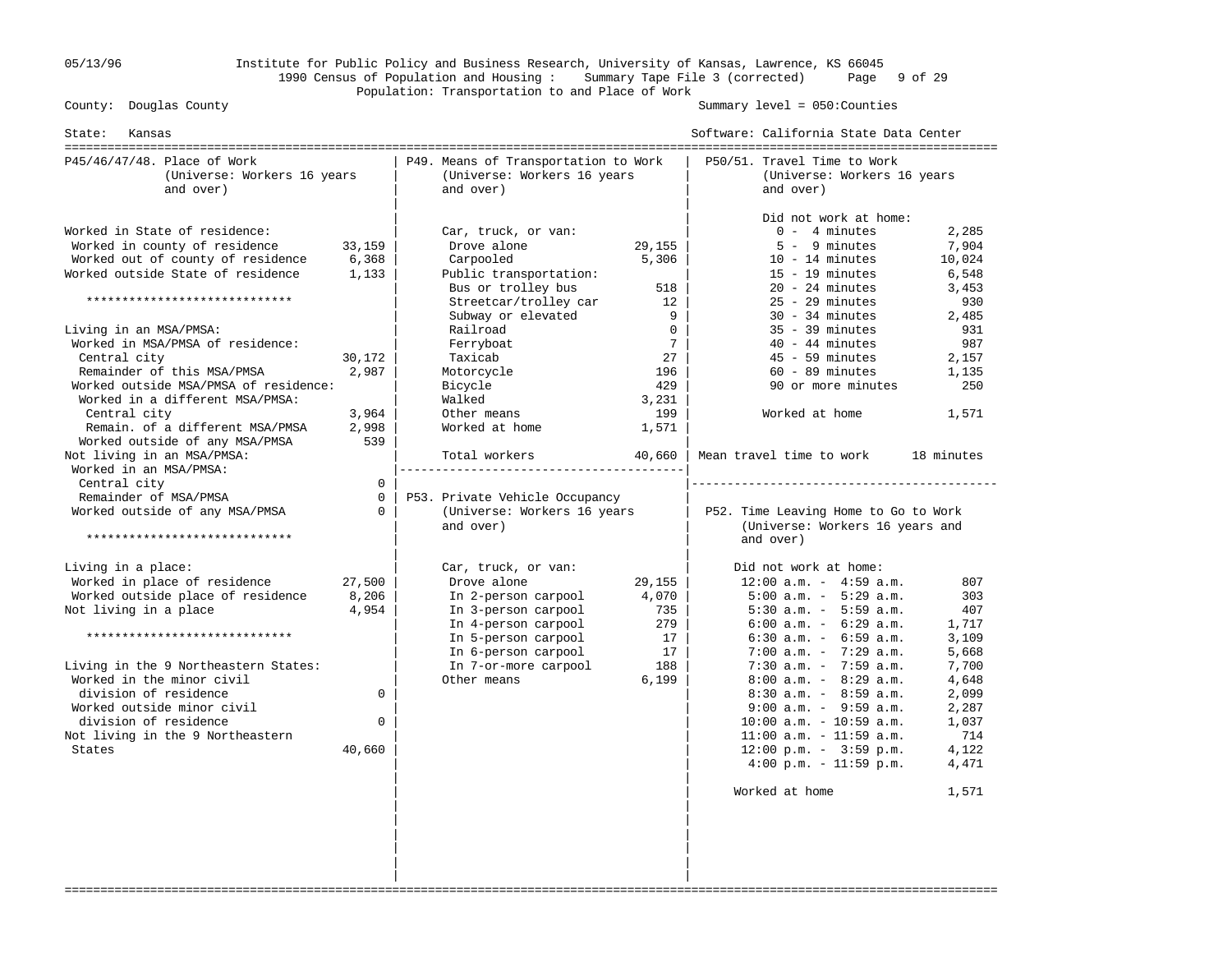County: Douglas County

State: Kansas

Institute for Public Policy and Business Research, University of Kansas, Lawrence, KS 66045
1990 Census of Population and Housing : Summary Tape File 3 (corrected)
Population: Transportation to and Place of Work

Summary level = 050:Counties

Software: California State Data Center

## P45/46/47/48. Place of Work
(Universe: Workers 16 years and over)

| | |
|---|---|
| Worked in State of residence: | |
| Worked in county of residence | 33,159 |
| Worked out of county of residence | 6,368 |
| Worked outside State of residence | 1,133 |

*****************************

| | |
|---|---|
| Living in an MSA/PMSA: | |
| Worked in MSA/PMSA of residence: | |
| Central city | 30,172 |
| Remainder of this MSA/PMSA | 2,987 |
| Worked outside MSA/PMSA of residence: | |
| Worked in a different MSA/PMSA: | |
| Central city | 3,964 |
| Remain. of a different MSA/PMSA | 2,998 |
| Worked outside of any MSA/PMSA | 539 |
| Not living in an MSA/PMSA: | |
| Worked in an MSA/PMSA: | |
| Central city | 0 |
| Remainder of MSA/PMSA | 0 |
| Worked outside of any MSA/PMSA | 0 |

*****************************

| | |
|---|---|
| Living in a place: | |
| Worked in place of residence | 27,500 |
| Worked outside place of residence | 8,206 |
| Not living in a place | 4,954 |

*****************************

| | |
|---|---|
| Living in the 9 Northeastern States: | |
| Worked in the minor civil division of residence | 0 |
| Worked outside minor civil division of residence | 0 |
| Not living in the 9 Northeastern States | 40,660 |

## P49. Means of Transportation to Work
(Universe: Workers 16 years and over)

| | |
|---|---|
| Car, truck, or van: | |
| Drove alone | 29,155 |
| Carpooled | 5,306 |
| Public transportation: | |
| Bus or trolley bus | 518 |
| Streetcar/trolley car | 12 |
| Subway or elevated | 9 |
| Railroad | 0 |
| Ferryboat | 7 |
| Taxicab | 27 |
| Motorcycle | 196 |
| Bicycle | 429 |
| Walked | 3,231 |
| Other means | 199 |
| Worked at home | 1,571 |
| Total workers | 40,660 |

## P53. Private Vehicle Occupancy
(Universe: Workers 16 years and over)

| | |
|---|---|
| Car, truck, or van: | 29,155 |
| In 2-person carpool | 4,070 |
| In 3-person carpool | 735 |
| In 4-person carpool | 279 |
| In 5-person carpool | 17 |
| In 6-person carpool | 17 |
| In 7-or-more carpool | 188 |
| Other means | 6,199 |

## P50/51. Travel Time to Work
(Universe: Workers 16 years and over)

| | |
|---|---|
| Did not work at home: | |
| 0 - 4 minutes | 2,285 |
| 5 - 9 minutes | 7,904 |
| 10 - 14 minutes | 10,024 |
| 15 - 19 minutes | 6,548 |
| 20 - 24 minutes | 3,453 |
| 25 - 29 minutes | 930 |
| 30 - 34 minutes | 2,485 |
| 35 - 39 minutes | 931 |
| 40 - 44 minutes | 987 |
| 45 - 59 minutes | 2,157 |
| 60 - 89 minutes | 1,135 |
| 90 or more minutes | 250 |
| Worked at home | 1,571 |
| Mean travel time to work | 18 minutes |

## P52. Time Leaving Home to Go to Work
(Universe: Workers 16 years and over)

| | |
|---|---|
| Did not work at home: | |
| 12:00 a.m. - 4:59 a.m. | 807 |
| 5:00 a.m. - 5:29 a.m. | 303 |
| 5:30 a.m. - 5:59 a.m. | 407 |
| 6:00 a.m. - 6:29 a.m. | 1,717 |
| 6:30 a.m. - 6:59 a.m. | 3,109 |
| 7:00 a.m. - 7:29 a.m. | 5,668 |
| 7:30 a.m. - 7:59 a.m. | 7,700 |
| 8:00 a.m. - 8:29 a.m. | 4,648 |
| 8:30 a.m. - 8:59 a.m. | 2,099 |
| 9:00 a.m. - 9:59 a.m. | 2,287 |
| 10:00 a.m. - 10:59 a.m. | 1,037 |
| 11:00 a.m. - 11:59 a.m. | 714 |
| 12:00 p.m. - 3:59 p.m. | 4,122 |
| 4:00 p.m. - 11:59 p.m. | 4,471 |
| Worked at home | 1,571 |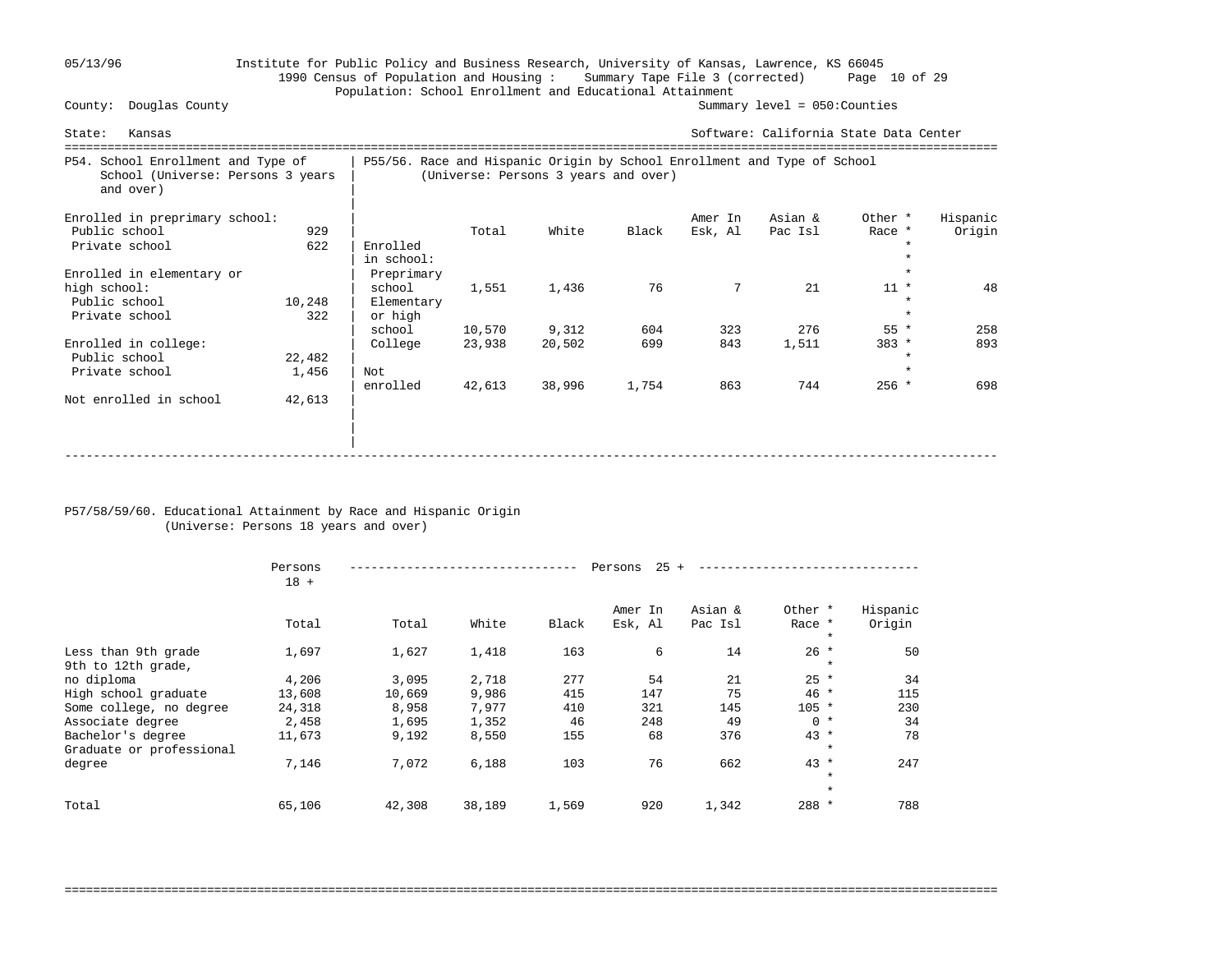05/13/96 Institute for Public Policy and Business Research, University of Kansas, Lawrence, KS 66045
1990 Census of Population and Housing : Summary Tape File 3 (corrected)
Population: School Enrollment and Educational Attainment

County: Douglas County — Summary level = 050:Counties

State: Kansas — Software: California State Data Center

## P54. School Enrollment and Type of School (Universe: Persons 3 years and over)

| | |
|---|---|
| **Enrolled in preprimary school:** | |
| Public school | 929 |
| Private school | 622 |
| **Enrolled in elementary or high school:** | |
| Public school | 10,248 |
| Private school | 322 |
| **Enrolled in college:** | |
| Public school | 22,482 |
| Private school | 1,456 |
| Not enrolled in school | 42,613 |

## P55/56. Race and Hispanic Origin by School Enrollment and Type of School (Universe: Persons 3 years and over)

| | Total | White | Black | Amer In Esk, Al | Asian & Pac Isl | Other * Race * | Hispanic Origin |
|---|---|---|---|---|---|---|---|
| **Enrolled in school:** | | | | | | | |
| Preprimary school | 1,551 | 1,436 | 76 | 7 | 21 | 11 * | 48 |
| Elementary or high school | 10,570 | 9,312 | 604 | 323 | 276 | 55 * | 258 |
| College | 23,938 | 20,502 | 699 | 843 | 1,511 | 383 * | 893 |
| Not enrolled | 42,613 | 38,996 | 1,754 | 863 | 744 | 256 * | 698 |

## P57/58/59/60. Educational Attainment by Race and Hispanic Origin (Universe: Persons 18 years and over)

| | Persons 18 + | Persons 25 + | | | | | | |
|---|---|---|---|---|---|---|---|---|
| | Total | Total | White | Black | Amer In Esk, Al | Asian & Pac Isl | Other * Race * | Hispanic Origin |
| Less than 9th grade | 1,697 | 1,627 | 1,418 | 163 | 6 | 14 | 26 * | 50 |
| 9th to 12th grade, no diploma | 4,206 | 3,095 | 2,718 | 277 | 54 | 21 | 25 * | 34 |
| High school graduate | 13,608 | 10,669 | 9,986 | 415 | 147 | 75 | 46 * | 115 |
| Some college, no degree | 24,318 | 8,958 | 7,977 | 410 | 321 | 145 | 105 * | 230 |
| Associate degree | 2,458 | 1,695 | 1,352 | 46 | 248 | 49 | 0 * | 34 |
| Bachelor's degree | 11,673 | 9,192 | 8,550 | 155 | 68 | 376 | 43 * | 78 |
| Graduate or professional degree | 7,146 | 7,072 | 6,188 | 103 | 76 | 662 | 43 * | 247 |
| Total | 65,106 | 42,308 | 38,189 | 1,569 | 920 | 1,342 | 288 * | 788 |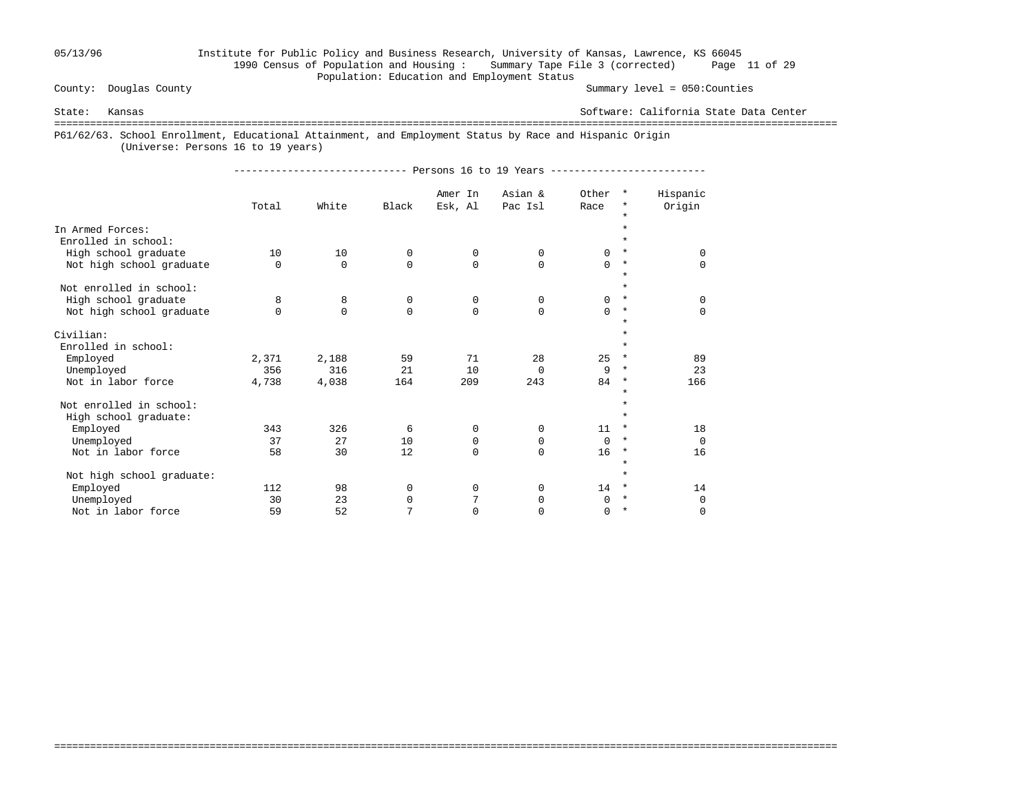County: Douglas County

State: Kansas

Summary level = 050:Counties

Software: California State Data Center

1990 Census of Population and Housing : Summary Tape File 3 (corrected)

Population: Education and Employment Status

P61/62/63. School Enrollment, Educational Attainment, and Employment Status by Race and Hispanic Origin
(Universe: Persons 16 to 19 years)

| | Persons 16 to 19 Years | | | | | | |
|---|---|---|---|---|---|---|---|
| | Total | White | Black | Amer In Esk, Al | Asian & Pac Isl | Other Race | Hispanic Origin |
| **In Armed Forces:** | | | | | | | |
| Enrolled in school: | | | | | | | |
| High school graduate | 10 | 10 | 0 | 0 | 0 | 0 | 0 |
| Not high school graduate | 0 | 0 | 0 | 0 | 0 | 0 | 0 |
| Not enrolled in school: | | | | | | | |
| High school graduate | 8 | 8 | 0 | 0 | 0 | 0 | 0 |
| Not high school graduate | 0 | 0 | 0 | 0 | 0 | 0 | 0 |
| **Civilian:** | | | | | | | |
| Enrolled in school: | | | | | | | |
| Employed | 2,371 | 2,188 | 59 | 71 | 28 | 25 | 89 |
| Unemployed | 356 | 316 | 21 | 10 | 0 | 9 | 23 |
| Not in labor force | 4,738 | 4,038 | 164 | 209 | 243 | 84 | 166 |
| Not enrolled in school: | | | | | | | |
| High school graduate: | | | | | | | |
| Employed | 343 | 326 | 6 | 0 | 0 | 11 | 18 |
| Unemployed | 37 | 27 | 10 | 0 | 0 | 0 | 0 |
| Not in labor force | 58 | 30 | 12 | 0 | 0 | 16 | 16 |
| Not high school graduate: | | | | | | | |
| Employed | 112 | 98 | 0 | 0 | 0 | 14 | 14 |
| Unemployed | 30 | 23 | 0 | 7 | 0 | 0 | 0 |
| Not in labor force | 59 | 52 | 7 | 0 | 0 | 0 | 0 |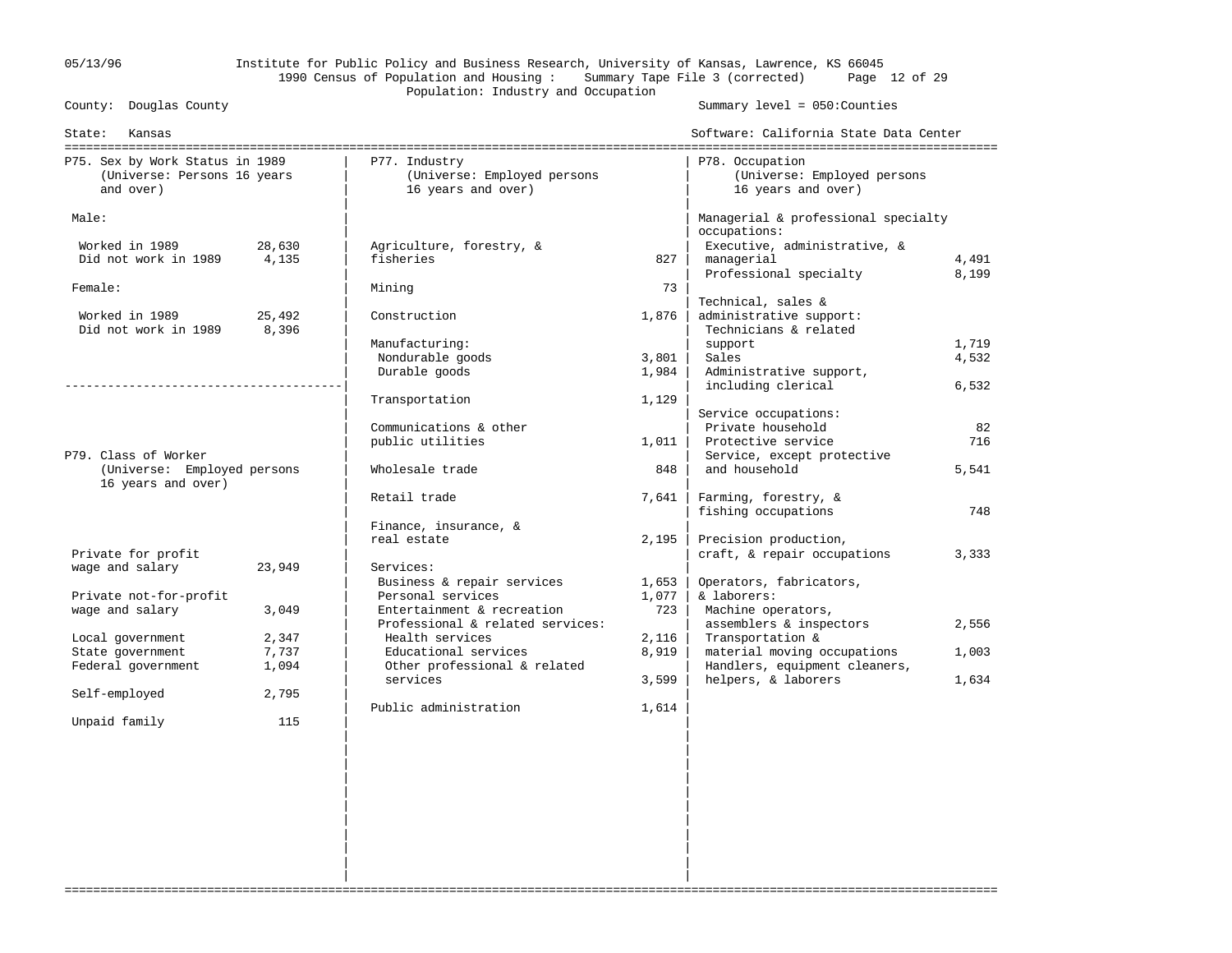1990 Census of Population and Housing : Summary Tape File 3 (corrected)

Population: Industry and Occupation

County: Douglas County

State: Kansas

Summary level = 050:Counties

Software: California State Data Center

## P75. Sex by Work Status in 1989 (Universe: Persons 16 years and over)

| | |
|---|---|
| **Male:** | |
| Worked in 1989 | 28,630 |
| Did not work in 1989 | 4,135 |
| **Female:** | |
| Worked in 1989 | 25,492 |
| Did not work in 1989 | 8,396 |

## P79. Class of Worker (Universe: Employed persons 16 years and over)

| | |
|---|---|
| Private for profit wage and salary | 23,949 |
| Private not-for-profit wage and salary | 3,049 |
| Local government | 2,347 |
| State government | 7,737 |
| Federal government | 1,094 |
| Self-employed | 2,795 |
| Unpaid family | 115 |

## P77. Industry (Universe: Employed persons 16 years and over)

| | |
|---|---|
| Agriculture, forestry, & fisheries | 827 |
| Mining | 73 |
| Construction | 1,876 |
| Manufacturing: | |
| Nondurable goods | 3,801 |
| Durable goods | 1,984 |
| Transportation | 1,129 |
| Communications & other public utilities | 1,011 |
| Wholesale trade | 848 |
| Retail trade | 7,641 |
| Finance, insurance, & real estate | 2,195 |
| Services: | |
| Business & repair services | 1,653 |
| Personal services | 1,077 |
| Entertainment & recreation | 723 |
| Professional & related services: | |
| Health services | 2,116 |
| Educational services | 8,919 |
| Other professional & related services | 3,599 |
| Public administration | 1,614 |

## P78. Occupation (Universe: Employed persons 16 years and over)

| | |
|---|---|
| Managerial & professional specialty occupations: | |
| Executive, administrative, & managerial | 4,491 |
| Professional specialty | 8,199 |
| Technical, sales & administrative support: | |
| Technicians & related support | 1,719 |
| Sales | 4,532 |
| Administrative support, including clerical | 6,532 |
| Service occupations: | |
| Private household | 82 |
| Protective service | 716 |
| Service, except protective and household | 5,541 |
| Farming, forestry, & fishing occupations | 748 |
| Precision production, craft, & repair occupations | 3,333 |
| Operators, fabricators, & laborers: | |
| Machine operators, assemblers & inspectors | 2,556 |
| Transportation & material moving occupations | 1,003 |
| Handlers, equipment cleaners, helpers, & laborers | 1,634 |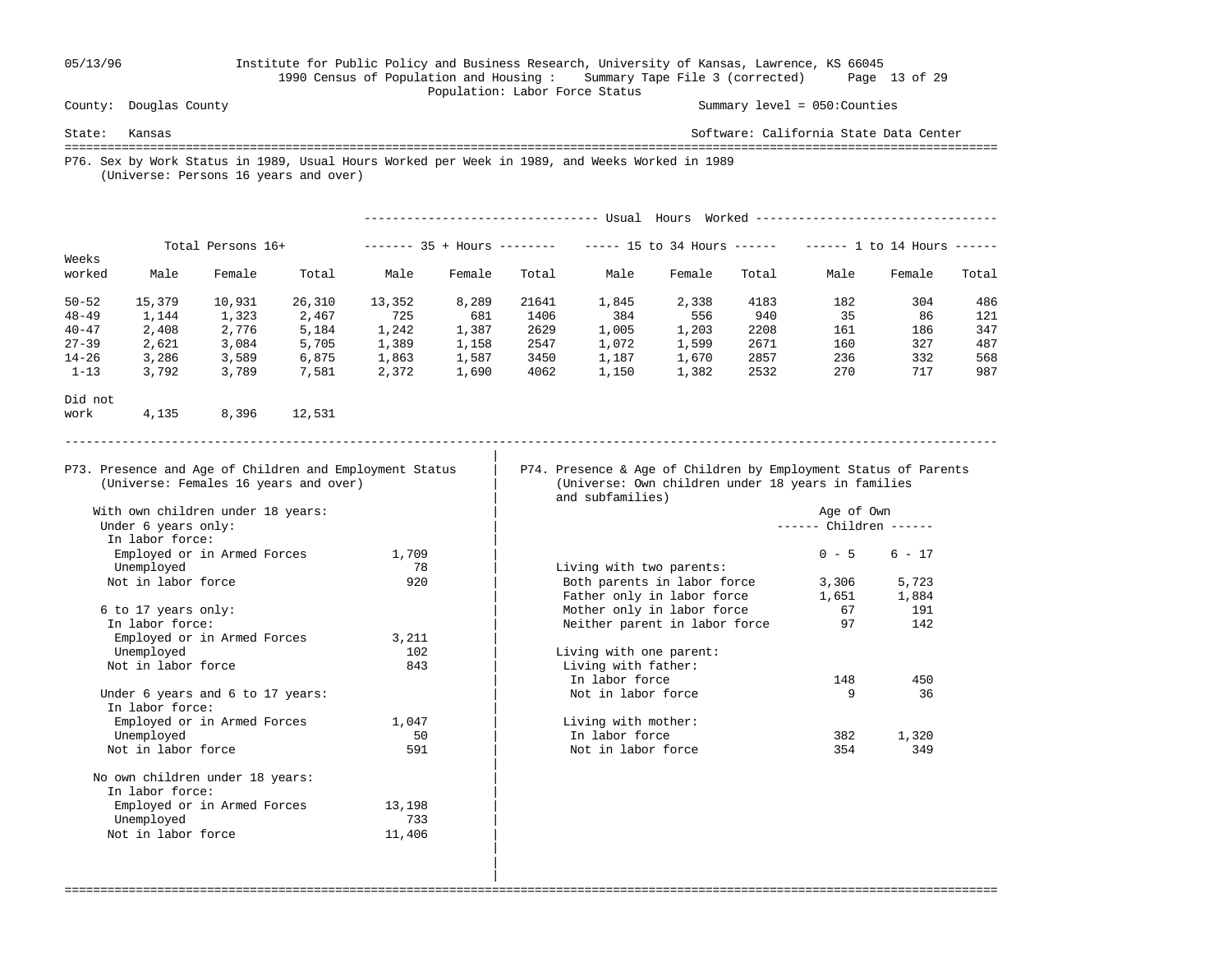05/13/96 Institute for Public Policy and Business Research, University of Kansas, Lawrence, KS 66045
1990 Census of Population and Housing : Summary Tape File 3 (corrected)
Population: Labor Force Status

County: Douglas County — Summary level = 050:Counties

State: Kansas — Software: California State Data Center

## P76. Sex by Work Status in 1989, Usual Hours Worked per Week in 1989, and Weeks Worked in 1989
(Universe: Persons 16 years and over)

| | Total Persons 16+ | | | Usual Hours Worked: 35 + Hours | | | Usual Hours Worked: 15 to 34 Hours | | | Usual Hours Worked: 1 to 14 Hours | | |
|---|---|---|---|---|---|---|---|---|---|---|---|---|
| Weeks worked | Male | Female | Total | Male | Female | Total | Male | Female | Total | Male | Female | Total |
| 50-52 | 15,379 | 10,931 | 26,310 | 13,352 | 8,289 | 21641 | 1,845 | 2,338 | 4183 | 182 | 304 | 486 |
| 48-49 | 1,144 | 1,323 | 2,467 | 725 | 681 | 1406 | 384 | 556 | 940 | 35 | 86 | 121 |
| 40-47 | 2,408 | 2,776 | 5,184 | 1,242 | 1,387 | 2629 | 1,005 | 1,203 | 2208 | 161 | 186 | 347 |
| 27-39 | 2,621 | 3,084 | 5,705 | 1,389 | 1,158 | 2547 | 1,072 | 1,599 | 2671 | 160 | 327 | 487 |
| 14-26 | 3,286 | 3,589 | 6,875 | 1,863 | 1,587 | 3450 | 1,187 | 1,670 | 2857 | 236 | 332 | 568 |
| 1-13 | 3,792 | 3,789 | 7,581 | 2,372 | 1,690 | 4062 | 1,150 | 1,382 | 2532 | 270 | 717 | 987 |
| Did not work | 4,135 | 8,396 | 12,531 | | | | | | | | | |

## P73. Presence and Age of Children and Employment Status
(Universe: Females 16 years and over)

| | |
|---|---|
| **With own children under 18 years:** | |
| Under 6 years only: | |
| In labor force: | |
| Employed or in Armed Forces | 1,709 |
| Unemployed | 78 |
| Not in labor force | 920 |
| 6 to 17 years only: | |
| In labor force: | |
| Employed or in Armed Forces | 3,211 |
| Unemployed | 102 |
| Not in labor force | 843 |
| Under 6 years and 6 to 17 years: | |
| In labor force: | |
| Employed or in Armed Forces | 1,047 |
| Unemployed | 50 |
| Not in labor force | 591 |
| **No own children under 18 years:** | |
| In labor force: | |
| Employed or in Armed Forces | 13,198 |
| Unemployed | 733 |
| Not in labor force | 11,406 |

## P74. Presence & Age of Children by Employment Status of Parents
(Universe: Own children under 18 years in families and subfamilies)

| | Age of Own Children: 0 - 5 | Age of Own Children: 6 - 17 |
|---|---|---|
| **Living with two parents:** | | |
| Both parents in labor force | 3,306 | 5,723 |
| Father only in labor force | 1,651 | 1,884 |
| Mother only in labor force | 67 | 191 |
| Neither parent in labor force | 97 | 142 |
| **Living with one parent:** | | |
| Living with father: | | |
| In labor force | 148 | 450 |
| Not in labor force | 9 | 36 |
| Living with mother: | | |
| In labor force | 382 | 1,320 |
| Not in labor force | 354 | 349 |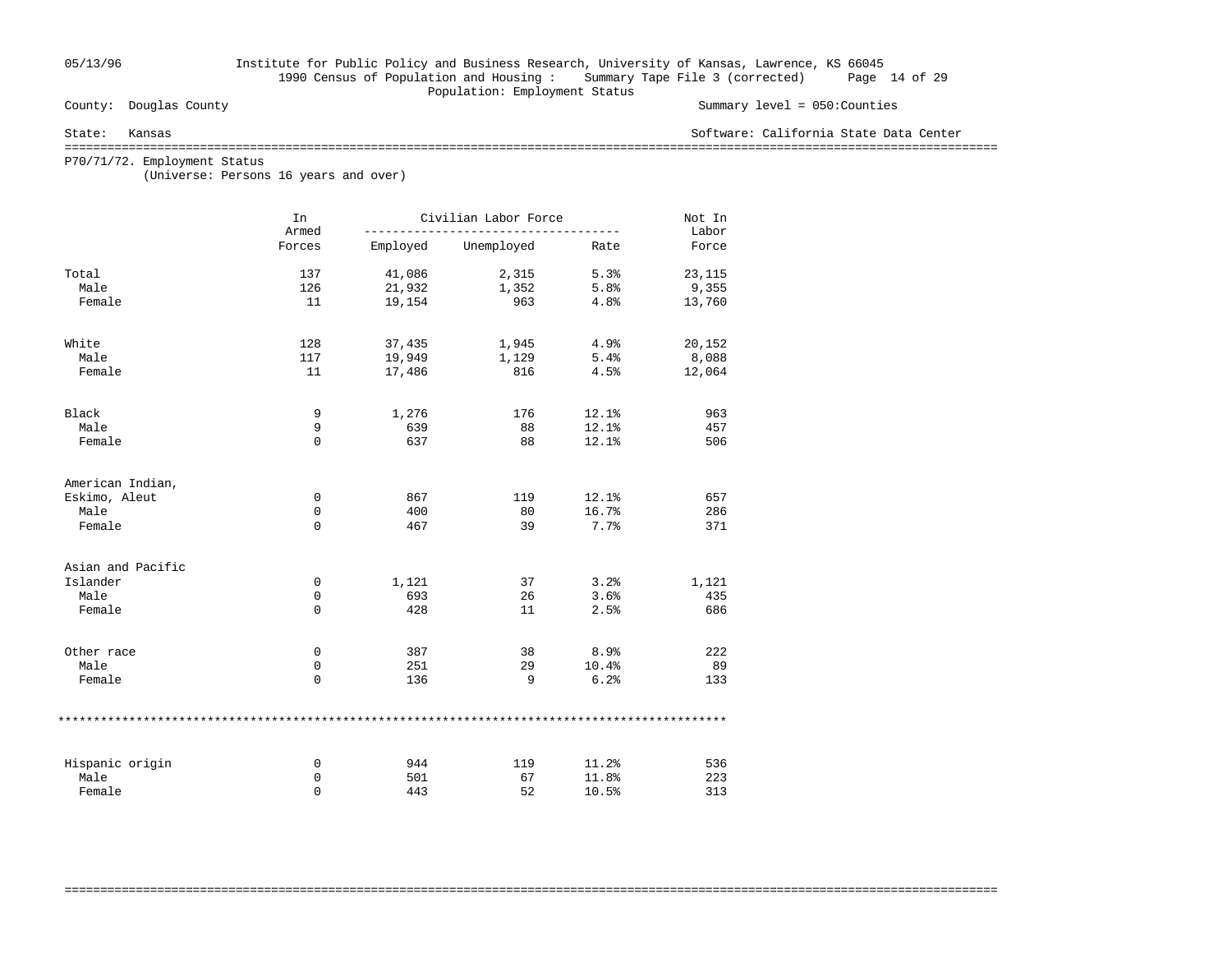Institute for Public Policy and Business Research, University of Kansas, Lawrence, KS 66045
1990 Census of Population and Housing : Summary Tape File 3 (corrected)
Population: Employment Status

County: Douglas County    Summary level = 050:Counties

State: Kansas    Software: California State Data Center

## P70/71/72. Employment Status

(Universe: Persons 16 years and over)

| | In Armed Forces | Civilian Labor Force | | | Not In Labor Force |
|---|---|---|---|---|---|
| | | Employed | Unemployed | Rate | |
| Total | 137 | 41,086 | 2,315 | 5.3% | 23,115 |
| Male | 126 | 21,932 | 1,352 | 5.8% | 9,355 |
| Female | 11 | 19,154 | 963 | 4.8% | 13,760 |
| White | 128 | 37,435 | 1,945 | 4.9% | 20,152 |
| Male | 117 | 19,949 | 1,129 | 5.4% | 8,088 |
| Female | 11 | 17,486 | 816 | 4.5% | 12,064 |
| Black | 9 | 1,276 | 176 | 12.1% | 963 |
| Male | 9 | 639 | 88 | 12.1% | 457 |
| Female | 0 | 637 | 88 | 12.1% | 506 |
| American Indian, Eskimo, Aleut | 0 | 867 | 119 | 12.1% | 657 |
| Male | 0 | 400 | 80 | 16.7% | 286 |
| Female | 0 | 467 | 39 | 7.7% | 371 |
| Asian and Pacific Islander | 0 | 1,121 | 37 | 3.2% | 1,121 |
| Male | 0 | 693 | 26 | 3.6% | 435 |
| Female | 0 | 428 | 11 | 2.5% | 686 |
| Other race | 0 | 387 | 38 | 8.9% | 222 |
| Male | 0 | 251 | 29 | 10.4% | 89 |
| Female | 0 | 136 | 9 | 6.2% | 133 |
| Hispanic origin | 0 | 944 | 119 | 11.2% | 536 |
| Male | 0 | 501 | 67 | 11.8% | 223 |
| Female | 0 | 443 | 52 | 10.5% | 313 |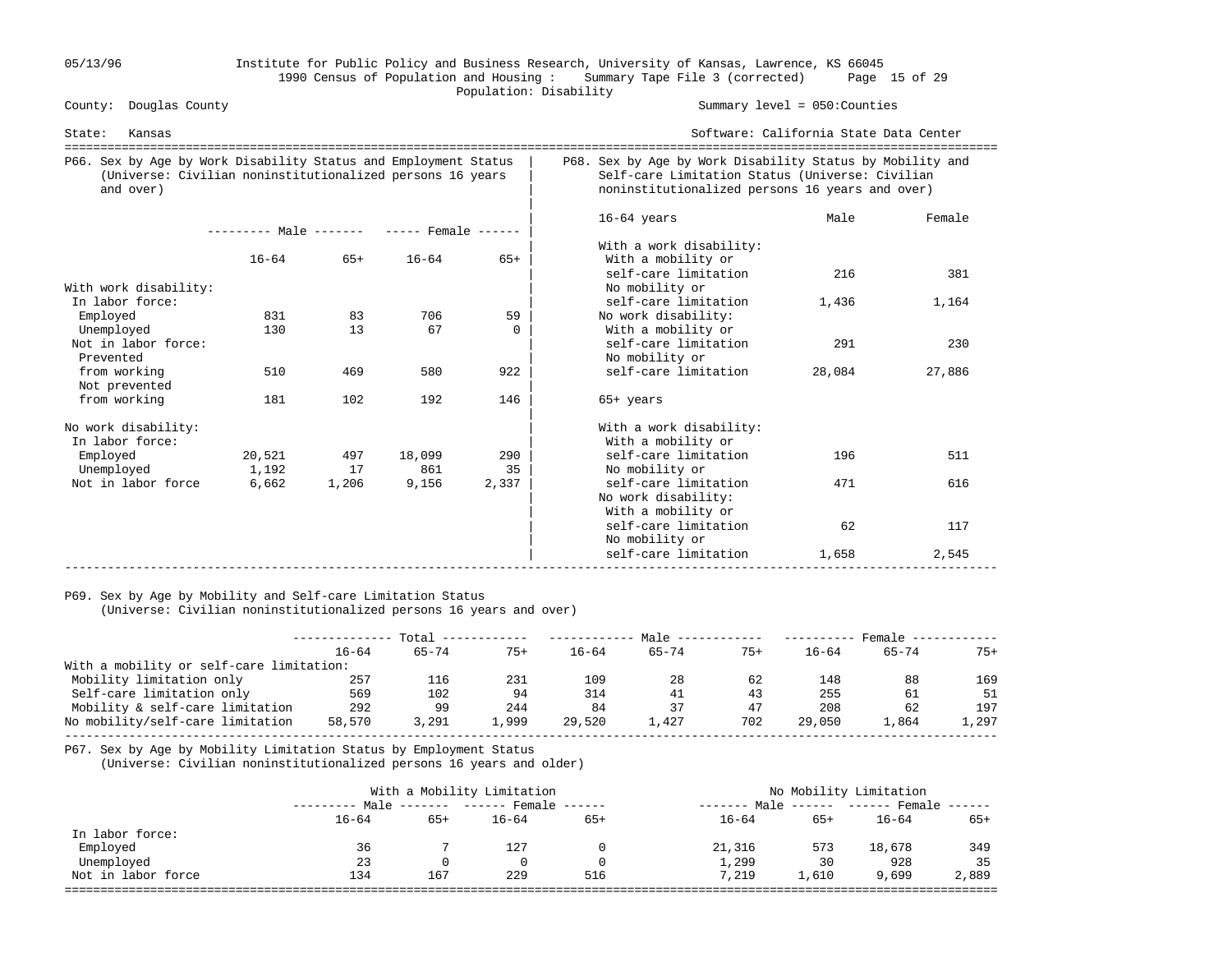05/13/96 Institute for Public Policy and Business Research, University of Kansas, Lawrence, KS 66045
1990 Census of Population and Housing : Summary Tape File 3 (corrected)
Population: Disability

County: Douglas County — Summary level = 050:Counties
State: Kansas — Software: California State Data Center

## P66. Sex by Age by Work Disability Status and Employment Status (Universe: Civilian noninstitutionalized persons 16 years and over)

| | Male 16-64 | Male 65+ | Female 16-64 | Female 65+ |
|---|---|---|---|---|
| **With work disability:** | | | | |
| In labor force: | | | | |
| Employed | 831 | 83 | 706 | 59 |
| Unemployed | 130 | 13 | 67 | 0 |
| Not in labor force: | | | | |
| Prevented from working | 510 | 469 | 580 | 922 |
| Not prevented from working | 181 | 102 | 192 | 146 |
| **No work disability:** | | | | |
| In labor force: | | | | |
| Employed | 20,521 | 497 | 18,099 | 290 |
| Unemployed | 1,192 | 17 | 861 | 35 |
| Not in labor force | 6,662 | 1,206 | 9,156 | 2,337 |

## P68. Sex by Age by Work Disability Status by Mobility and Self-care Limitation Status (Universe: Civilian noninstitutionalized persons 16 years and over)

| | Male | Female |
|---|---|---|
| **16-64 years** | | |
| With a work disability: | | |
| With a mobility or self-care limitation | 216 | 381 |
| No mobility or self-care limitation | 1,436 | 1,164 |
| No work disability: | | |
| With a mobility or self-care limitation | 291 | 230 |
| No mobility or self-care limitation | 28,084 | 27,886 |
| **65+ years** | | |
| With a work disability: | | |
| With a mobility or self-care limitation | 196 | 511 |
| No mobility or self-care limitation | 471 | 616 |
| No work disability: | | |
| With a mobility or self-care limitation | 62 | 117 |
| No mobility or self-care limitation | 1,658 | 2,545 |

## P69. Sex by Age by Mobility and Self-care Limitation Status (Universe: Civilian noninstitutionalized persons 16 years and over)

| | Total | | | Male | | | Female | | |
|---|---|---|---|---|---|---|---|---|---|
| | 16-64 | 65-74 | 75+ | 16-64 | 65-74 | 75+ | 16-64 | 65-74 | 75+ |
| With a mobility or self-care limitation: | | | | | | | | | |
| Mobility limitation only | 257 | 116 | 231 | 109 | 28 | 62 | 148 | 88 | 169 |
| Self-care limitation only | 569 | 102 | 94 | 314 | 41 | 43 | 255 | 61 | 51 |
| Mobility & self-care limitation | 292 | 99 | 244 | 84 | 37 | 47 | 208 | 62 | 197 |
| No mobility/self-care limitation | 58,570 | 3,291 | 1,999 | 29,520 | 1,427 | 702 | 29,050 | 1,864 | 1,297 |

## P67. Sex by Age by Mobility Limitation Status by Employment Status (Universe: Civilian noninstitutionalized persons 16 years and older)

| | With a Mobility Limitation | | | | No Mobility Limitation | | | |
|---|---|---|---|---|---|---|---|---|
| | Male | | Female | | Male | | Female | |
| | 16-64 | 65+ | 16-64 | 65+ | 16-64 | 65+ | 16-64 | 65+ |
| In labor force: | | | | | | | | |
| Employed | 36 | 7 | 127 | 0 | 21,316 | 573 | 18,678 | 349 |
| Unemployed | 23 | 0 | 0 | 0 | 1,299 | 30 | 928 | 35 |
| Not in labor force | 134 | 167 | 229 | 516 | 7,219 | 1,610 | 9,699 | 2,889 |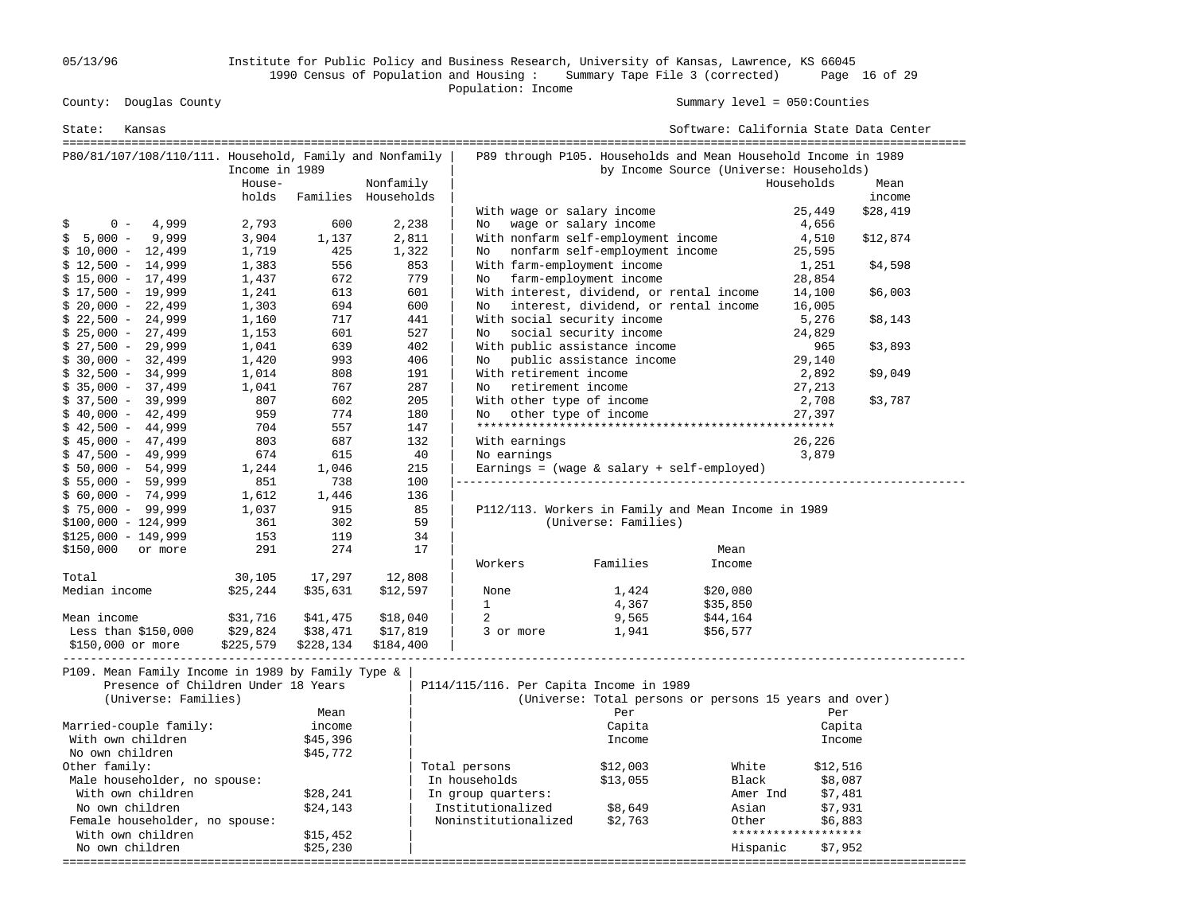Institute for Public Policy and Business Research, University of Kansas, Lawrence, KS 66045

1990 Census of Population and Housing : Summary Tape File 3 (corrected)

Population: Income

County: Douglas County — Summary level = 050:Counties

State: Kansas — Software: California State Data Center

## P80/81/107/108/110/111. Household, Family and Nonfamily Income in 1989

| | Households | Families | Nonfamily Households |
|---|---|---|---|
| $ 0 - 4,999 | 2,793 | 600 | 2,238 |
| $ 5,000 - 9,999 | 3,904 | 1,137 | 2,811 |
| $ 10,000 - 12,499 | 1,719 | 425 | 1,322 |
| $ 12,500 - 14,999 | 1,383 | 556 | 853 |
| $ 15,000 - 17,499 | 1,437 | 672 | 779 |
| $ 17,500 - 19,999 | 1,241 | 613 | 601 |
| $ 20,000 - 22,499 | 1,303 | 694 | 600 |
| $ 22,500 - 24,999 | 1,160 | 717 | 441 |
| $ 25,000 - 27,499 | 1,153 | 601 | 527 |
| $ 27,500 - 29,999 | 1,041 | 639 | 402 |
| $ 30,000 - 32,499 | 1,420 | 993 | 406 |
| $ 32,500 - 34,999 | 1,014 | 808 | 191 |
| $ 35,000 - 37,499 | 1,041 | 767 | 287 |
| $ 37,500 - 39,999 | 807 | 602 | 205 |
| $ 40,000 - 42,499 | 959 | 774 | 180 |
| $ 42,500 - 44,999 | 704 | 557 | 147 |
| $ 45,000 - 47,499 | 803 | 687 | 132 |
| $ 47,500 - 49,999 | 674 | 615 | 40 |
| $ 50,000 - 54,999 | 1,244 | 1,046 | 215 |
| $ 55,000 - 59,999 | 851 | 738 | 100 |
| $ 60,000 - 74,999 | 1,612 | 1,446 | 136 |
| $ 75,000 - 99,999 | 1,037 | 915 | 85 |
| $100,000 - 124,999 | 361 | 302 | 59 |
| $125,000 - 149,999 | 153 | 119 | 34 |
| $150,000 or more | 291 | 274 | 17 |
| Total | 30,105 | 17,297 | 12,808 |
| Median income | $25,244 | $35,631 | $12,597 |
| Mean income | $31,716 | $41,475 | $18,040 |
| Less than $150,000 | $29,824 | $38,471 | $17,819 |
| $150,000 or more | $225,579 | $228,134 | $184,400 |

## P89 through P105. Households and Mean Household Income in 1989 by Income Source (Universe: Households)

| | Households | Mean income |
|---|---|---|
| With wage or salary income | 25,449 | $28,419 |
| No wage or salary income | 4,656 | |
| With nonfarm self-employment income | 4,510 | $12,874 |
| No nonfarm self-employment income | 25,595 | |
| With farm-employment income | 1,251 | $4,598 |
| No farm-employment income | 28,854 | |
| With interest, dividend, or rental income | 14,100 | $6,003 |
| No interest, dividend, or rental income | 16,005 | |
| With social security income | 5,276 | $8,143 |
| No social security income | 24,829 | |
| With public assistance income | 965 | $3,893 |
| No public assistance income | 29,140 | |
| With retirement income | 2,892 | $9,049 |
| No retirement income | 27,213 | |
| With other type of income | 2,708 | $3,787 |
| No other type of income | 27,397 | |
| With earnings | 26,226 | |
| No earnings | 3,879 | |

Earnings = (wage & salary + self-employed)

## P112/113. Workers in Family and Mean Income in 1989 (Universe: Families)

| Workers | Families | Mean Income |
|---|---|---|
| None | 1,424 | $20,080 |
| 1 | 4,367 | $35,850 |
| 2 | 9,565 | $44,164 |
| 3 or more | 1,941 | $56,577 |

## P109. Mean Family Income in 1989 by Family Type & Presence of Children Under 18 Years (Universe: Families)

| | Mean income |
|---|---|
| Married-couple family: | |
| With own children | $45,396 |
| No own children | $45,772 |
| Other family: | |
| Male householder, no spouse: | |
| With own children | $28,241 |
| No own children | $24,143 |
| Female householder, no spouse: | |
| With own children | $15,452 |
| No own children | $25,230 |

## P114/115/116. Per Capita Income in 1989 (Universe: Total persons or persons 15 years and over)

| | Per Capita Income |
|---|---|
| Total persons | $12,003 |
| In households | $13,055 |
| In group quarters: | |
| Institutionalized | $8,649 |
| Noninstitutionalized | $2,763 |

| | Per Capita Income |
|---|---|
| White | $12,516 |
| Black | $8,087 |
| Amer Ind | $7,481 |
| Asian | $7,931 |
| Other | $6,883 |
| Hispanic | $7,952 |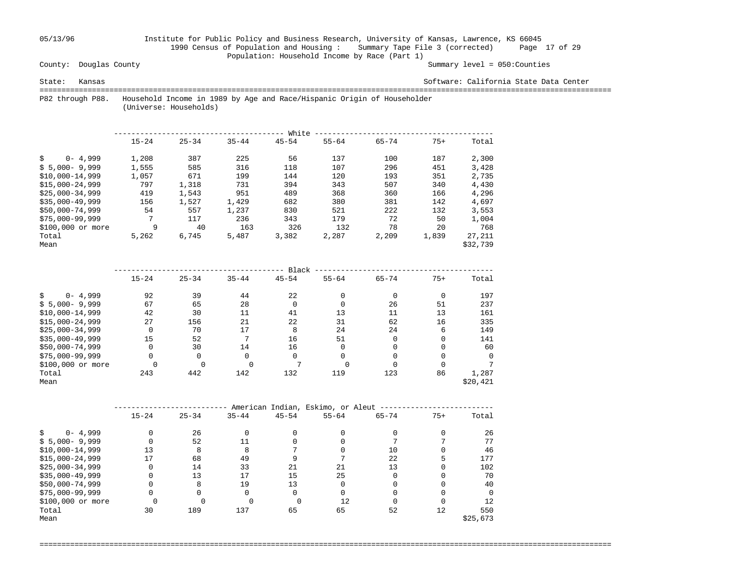Institute for Public Policy and Business Research, University of Kansas, Lawrence, KS 66045
1990 Census of Population and Housing : Summary Tape File 3 (corrected)
Population: Household Income by Race (Part 1)

County: Douglas County — Summary level = 050:Counties

State: Kansas — Software: California State Data Center

P82 through P88. Household Income in 1989 by Age and Race/Hispanic Origin of Householder
(Universe: Households)

| White | 15-24 | 25-34 | 35-44 | 45-54 | 55-64 | 65-74 | 75+ | Total |
|---|---|---|---|---|---|---|---|---|
| $ 0- 4,999 | 1,208 | 387 | 225 | 56 | 137 | 100 | 187 | 2,300 |
| $ 5,000- 9,999 | 1,555 | 585 | 316 | 118 | 107 | 296 | 451 | 3,428 |
| $10,000-14,999 | 1,057 | 671 | 199 | 144 | 120 | 193 | 351 | 2,735 |
| $15,000-24,999 | 797 | 1,318 | 731 | 394 | 343 | 507 | 340 | 4,430 |
| $25,000-34,999 | 419 | 1,543 | 951 | 489 | 368 | 360 | 166 | 4,296 |
| $35,000-49,999 | 156 | 1,527 | 1,429 | 682 | 380 | 381 | 142 | 4,697 |
| $50,000-74,999 | 54 | 557 | 1,237 | 830 | 521 | 222 | 132 | 3,553 |
| $75,000-99,999 | 7 | 117 | 236 | 343 | 179 | 72 | 50 | 1,004 |
| $100,000 or more | 9 | 40 | 163 | 326 | 132 | 78 | 20 | 768 |
| Total | 5,262 | 6,745 | 5,487 | 3,382 | 2,287 | 2,209 | 1,839 | 27,211 |
| Mean | | | | | | | | $32,739 |

| Black | 15-24 | 25-34 | 35-44 | 45-54 | 55-64 | 65-74 | 75+ | Total |
|---|---|---|---|---|---|---|---|---|
| $ 0- 4,999 | 92 | 39 | 44 | 22 | 0 | 0 | 0 | 197 |
| $ 5,000- 9,999 | 67 | 65 | 28 | 0 | 0 | 26 | 51 | 237 |
| $10,000-14,999 | 42 | 30 | 11 | 41 | 13 | 11 | 13 | 161 |
| $15,000-24,999 | 27 | 156 | 21 | 22 | 31 | 62 | 16 | 335 |
| $25,000-34,999 | 0 | 70 | 17 | 8 | 24 | 24 | 6 | 149 |
| $35,000-49,999 | 15 | 52 | 7 | 16 | 51 | 0 | 0 | 141 |
| $50,000-74,999 | 0 | 30 | 14 | 16 | 0 | 0 | 0 | 60 |
| $75,000-99,999 | 0 | 0 | 0 | 0 | 0 | 0 | 0 | 0 |
| $100,000 or more | 0 | 0 | 0 | 7 | 0 | 0 | 0 | 7 |
| Total | 243 | 442 | 142 | 132 | 119 | 123 | 86 | 1,287 |
| Mean | | | | | | | | $20,421 |

| American Indian, Eskimo, or Aleut | 15-24 | 25-34 | 35-44 | 45-54 | 55-64 | 65-74 | 75+ | Total |
|---|---|---|---|---|---|---|---|---|
| $ 0- 4,999 | 0 | 26 | 0 | 0 | 0 | 0 | 0 | 26 |
| $ 5,000- 9,999 | 0 | 52 | 11 | 0 | 0 | 7 | 7 | 77 |
| $10,000-14,999 | 13 | 8 | 8 | 7 | 0 | 10 | 0 | 46 |
| $15,000-24,999 | 17 | 68 | 49 | 9 | 7 | 22 | 5 | 177 |
| $25,000-34,999 | 0 | 14 | 33 | 21 | 21 | 13 | 0 | 102 |
| $35,000-49,999 | 0 | 13 | 17 | 15 | 25 | 0 | 0 | 70 |
| $50,000-74,999 | 0 | 8 | 19 | 13 | 0 | 0 | 0 | 40 |
| $75,000-99,999 | 0 | 0 | 0 | 0 | 0 | 0 | 0 | 0 |
| $100,000 or more | 0 | 0 | 0 | 0 | 12 | 0 | 0 | 12 |
| Total | 30 | 189 | 137 | 65 | 65 | 52 | 12 | 550 |
| Mean | | | | | | | | $25,673 |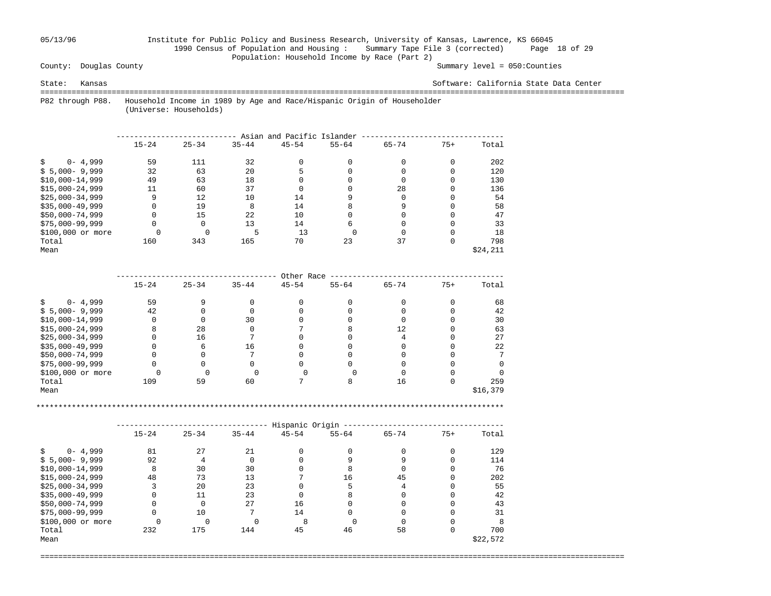05/13/96 Institute for Public Policy and Business Research, University of Kansas, Lawrence, KS 66045
1990 Census of Population and Housing : Summary Tape File 3 (corrected)
Population: Household Income by Race (Part 2)

County: Douglas County    Summary level = 050:Counties

State: Kansas    Software: California State Data Center

P82 through P88. Household Income in 1989 by Age and Race/Hispanic Origin of Householder
(Universe: Households)

**Asian and Pacific Islander**

| | 15-24 | 25-34 | 35-44 | 45-54 | 55-64 | 65-74 | 75+ | Total |
|---|---|---|---|---|---|---|---|---|
| $ 0- 4,999 | 59 | 111 | 32 | 0 | 0 | 0 | 0 | 202 |
| $ 5,000- 9,999 | 32 | 63 | 20 | 5 | 0 | 0 | 0 | 120 |
| $10,000-14,999 | 49 | 63 | 18 | 0 | 0 | 0 | 0 | 130 |
| $15,000-24,999 | 11 | 60 | 37 | 0 | 0 | 28 | 0 | 136 |
| $25,000-34,999 | 9 | 12 | 10 | 14 | 9 | 0 | 0 | 54 |
| $35,000-49,999 | 0 | 19 | 8 | 14 | 8 | 9 | 0 | 58 |
| $50,000-74,999 | 0 | 15 | 22 | 10 | 0 | 0 | 0 | 47 |
| $75,000-99,999 | 0 | 0 | 13 | 14 | 6 | 0 | 0 | 33 |
| $100,000 or more | 0 | 0 | 5 | 13 | 0 | 0 | 0 | 18 |
| Total | 160 | 343 | 165 | 70 | 23 | 37 | 0 | 798 |
| Mean | | | | | | | | $24,211 |

**Other Race**

| | 15-24 | 25-34 | 35-44 | 45-54 | 55-64 | 65-74 | 75+ | Total |
|---|---|---|---|---|---|---|---|---|
| $ 0- 4,999 | 59 | 9 | 0 | 0 | 0 | 0 | 0 | 68 |
| $ 5,000- 9,999 | 42 | 0 | 0 | 0 | 0 | 0 | 0 | 42 |
| $10,000-14,999 | 0 | 0 | 30 | 0 | 0 | 0 | 0 | 30 |
| $15,000-24,999 | 8 | 28 | 0 | 7 | 8 | 12 | 0 | 63 |
| $25,000-34,999 | 0 | 16 | 7 | 0 | 0 | 4 | 0 | 27 |
| $35,000-49,999 | 0 | 6 | 16 | 0 | 0 | 0 | 0 | 22 |
| $50,000-74,999 | 0 | 0 | 7 | 0 | 0 | 0 | 0 | 7 |
| $75,000-99,999 | 0 | 0 | 0 | 0 | 0 | 0 | 0 | 0 |
| $100,000 or more | 0 | 0 | 0 | 0 | 0 | 0 | 0 | 0 |
| Total | 109 | 59 | 60 | 7 | 8 | 16 | 0 | 259 |
| Mean | | | | | | | | $16,379 |

**Hispanic Origin**

| | 15-24 | 25-34 | 35-44 | 45-54 | 55-64 | 65-74 | 75+ | Total |
|---|---|---|---|---|---|---|---|---|
| $ 0- 4,999 | 81 | 27 | 21 | 0 | 0 | 0 | 0 | 129 |
| $ 5,000- 9,999 | 92 | 4 | 0 | 0 | 9 | 9 | 0 | 114 |
| $10,000-14,999 | 8 | 30 | 30 | 0 | 8 | 0 | 0 | 76 |
| $15,000-24,999 | 48 | 73 | 13 | 7 | 16 | 45 | 0 | 202 |
| $25,000-34,999 | 3 | 20 | 23 | 0 | 5 | 4 | 0 | 55 |
| $35,000-49,999 | 0 | 11 | 23 | 0 | 8 | 0 | 0 | 42 |
| $50,000-74,999 | 0 | 0 | 27 | 16 | 0 | 0 | 0 | 43 |
| $75,000-99,999 | 0 | 10 | 7 | 14 | 0 | 0 | 0 | 31 |
| $100,000 or more | 0 | 0 | 0 | 8 | 0 | 0 | 0 | 8 |
| Total | 232 | 175 | 144 | 45 | 46 | 58 | 0 | 700 |
| Mean | | | | | | | | $22,572 |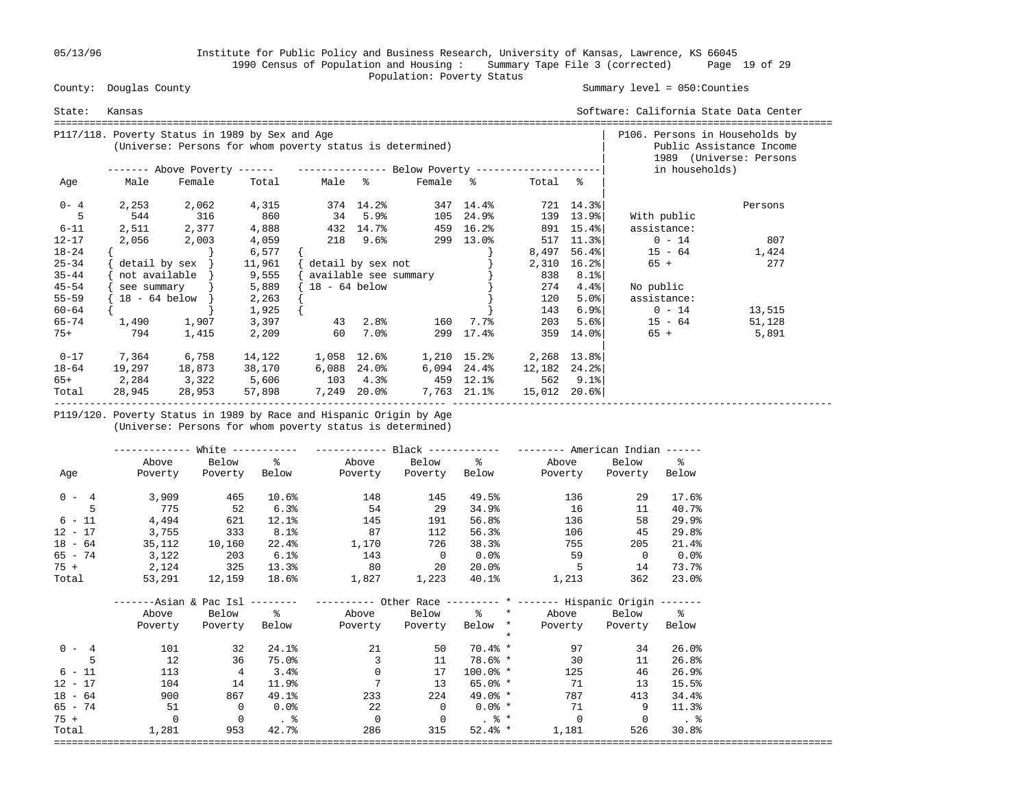Institute for Public Policy and Business Research, University of Kansas, Lawrence, KS 66045
1990 Census of Population and Housing : Summary Tape File 3 (corrected)
Population: Poverty Status

County: Douglas County — Summary level = 050:Counties

State: Kansas — Software: California State Data Center

## P117/118. Poverty Status in 1989 by Sex and Age
(Universe: Persons for whom poverty status is determined)

| Age | Above Poverty Male | Above Poverty Female | Above Poverty Total | Below Poverty Male | % | Below Poverty Female | % | Below Poverty Total | % |
|---|---|---|---|---|---|---|---|---|---|
| 0- 4 | 2,253 | 2,062 | 4,315 | 374 | 14.2% | 347 | 14.4% | 721 | 14.3% |
| 5 | 544 | 316 | 860 | 34 | 5.9% | 105 | 24.9% | 139 | 13.9% |
| 6-11 | 2,511 | 2,377 | 4,888 | 432 | 14.7% | 459 | 16.2% | 891 | 15.4% |
| 12-17 | 2,056 | 2,003 | 4,059 | 218 | 9.6% | 299 | 13.0% | 517 | 11.3% |
| 18-24 | { detail by sex not available see summary 18 - 64 below } | | 6,577 | { detail by sex not available see summary 18 - 64 below } | | | | 8,497 | 56.4% |
| 25-34 | | | 11,961 | | | | | 2,310 | 16.2% |
| 35-44 | | | 9,555 | | | | | 838 | 8.1% |
| 45-54 | | | 5,889 | | | | | 274 | 4.4% |
| 55-59 | | | 2,263 | | | | | 120 | 5.0% |
| 60-64 | | | 1,925 | | | | | 143 | 6.9% |
| 65-74 | 1,490 | 1,907 | 3,397 | 43 | 2.8% | 160 | 7.7% | 203 | 5.6% |
| 75+ | 794 | 1,415 | 2,209 | 60 | 7.0% | 299 | 17.4% | 359 | 14.0% |
| 0-17 | 7,364 | 6,758 | 14,122 | 1,058 | 12.6% | 1,210 | 15.2% | 2,268 | 13.8% |
| 18-64 | 19,297 | 18,873 | 38,170 | 6,088 | 24.0% | 6,094 | 24.4% | 12,182 | 24.2% |
| 65+ | 2,284 | 3,322 | 5,606 | 103 | 4.3% | 459 | 12.1% | 562 | 9.1% |
| Total | 28,945 | 28,953 | 57,898 | 7,249 | 20.0% | 7,763 | 21.1% | 15,012 | 20.6% |

## P106. Persons in Households by Public Assistance Income 1989 (Universe: Persons in households)

| | Persons |
|---|---|
| With public assistance: | |
| 0 - 14 | 807 |
| 15 - 64 | 1,424 |
| 65 + | 277 |
| No public assistance: | |
| 0 - 14 | 13,515 |
| 15 - 64 | 51,128 |
| 65 + | 5,891 |

## P119/120. Poverty Status in 1989 by Race and Hispanic Origin by Age
(Universe: Persons for whom poverty status is determined)

| Age | White Above Poverty | White Below Poverty | White % Below | Black Above Poverty | Black Below Poverty | Black % Below | American Indian Above Poverty | American Indian Below Poverty | American Indian % Below |
|---|---|---|---|---|---|---|---|---|---|
| 0 - 4 | 3,909 | 465 | 10.6% | 148 | 145 | 49.5% | 136 | 29 | 17.6% |
| 5 | 775 | 52 | 6.3% | 54 | 29 | 34.9% | 16 | 11 | 40.7% |
| 6 - 11 | 4,494 | 621 | 12.1% | 145 | 191 | 56.8% | 136 | 58 | 29.9% |
| 12 - 17 | 3,755 | 333 | 8.1% | 87 | 112 | 56.3% | 106 | 45 | 29.8% |
| 18 - 64 | 35,112 | 10,160 | 22.4% | 1,170 | 726 | 38.3% | 755 | 205 | 21.4% |
| 65 - 74 | 3,122 | 203 | 6.1% | 143 | 0 | 0.0% | 59 | 0 | 0.0% |
| 75 + | 2,124 | 325 | 13.3% | 80 | 20 | 20.0% | 5 | 14 | 73.7% |
| Total | 53,291 | 12,159 | 18.6% | 1,827 | 1,223 | 40.1% | 1,213 | 362 | 23.0% |

| Age | Asian & Pac Isl Above Poverty | Asian & Pac Isl Below Poverty | Asian & Pac Isl % Below | Other Race Above Poverty | Other Race Below Poverty | Other Race % Below | Hispanic Origin Above Poverty | Hispanic Origin Below Poverty | Hispanic Origin % Below |
|---|---|---|---|---|---|---|---|---|---|
| 0 - 4 | 101 | 32 | 24.1% | 21 | 50 | 70.4% | 97 | 34 | 26.0% |
| 5 | 12 | 36 | 75.0% | 3 | 11 | 78.6% | 30 | 11 | 26.8% |
| 6 - 11 | 113 | 4 | 3.4% | 0 | 17 | 100.0% | 125 | 46 | 26.9% |
| 12 - 17 | 104 | 14 | 11.9% | 7 | 13 | 65.0% | 71 | 13 | 15.5% |
| 18 - 64 | 900 | 867 | 49.1% | 233 | 224 | 49.0% | 787 | 413 | 34.4% |
| 65 - 74 | 51 | 0 | 0.0% | 22 | 0 | 0.0% | 71 | 9 | 11.3% |
| 75 + | 0 | 0 | . % | 0 | 0 | . % | 0 | 0 | . % |
| Total | 1,281 | 953 | 42.7% | 286 | 315 | 52.4% | 1,181 | 526 | 30.8% |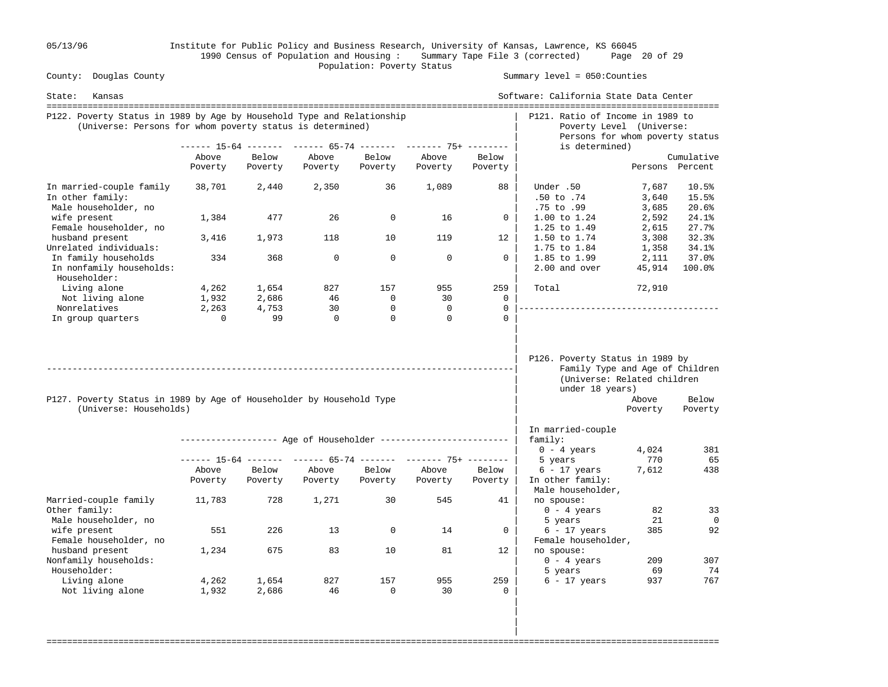County: Douglas County

State: Kansas

Summary level = 050:Counties

Software: California State Data Center

Population: Poverty Status

## P122. Poverty Status in 1989 by Age by Household Type and Relationship
(Universe: Persons for whom poverty status is determined)

| | 15-64 | | 65-74 | | 75+ | |
|---|---|---|---|---|---|---|
| | Above Poverty | Below Poverty | Above Poverty | Below Poverty | Above Poverty | Below Poverty |
| In married-couple family | 38,701 | 2,440 | 2,350 | 36 | 1,089 | 88 |
| In other family: | | | | | | |
| Male householder, no wife present | 1,384 | 477 | 26 | 0 | 16 | 0 |
| Female householder, no husband present | 3,416 | 1,973 | 118 | 10 | 119 | 12 |
| Unrelated individuals: | | | | | | |
| In family households | 334 | 368 | 0 | 0 | 0 | 0 |
| In nonfamily households: | | | | | | |
| Householder: | | | | | | |
| Living alone | 4,262 | 1,654 | 827 | 157 | 955 | 259 |
| Not living alone | 1,932 | 2,686 | 46 | 0 | 30 | 0 |
| Nonrelatives | 2,263 | 4,753 | 30 | 0 | 0 | 0 |
| In group quarters | 0 | 99 | 0 | 0 | 0 | 0 |

## P121. Ratio of Income in 1989 to Poverty Level
(Universe: Persons for whom poverty status is determined)

| | Persons | Cumulative Percent |
|---|---|---|
| Under .50 | 7,687 | 10.5% |
| .50 to .74 | 3,640 | 15.5% |
| .75 to .99 | 3,685 | 20.6% |
| 1.00 to 1.24 | 2,592 | 24.1% |
| 1.25 to 1.49 | 2,615 | 27.7% |
| 1.50 to 1.74 | 3,308 | 32.3% |
| 1.75 to 1.84 | 1,358 | 34.1% |
| 1.85 to 1.99 | 2,111 | 37.0% |
| 2.00 and over | 45,914 | 100.0% |
| Total | 72,910 | |

## P127. Poverty Status in 1989 by Age of Householder by Household Type
(Universe: Households)

| | Age of Householder | | | | | |
|---|---|---|---|---|---|---|
| | 15-64 | | 65-74 | | 75+ | |
| | Above Poverty | Below Poverty | Above Poverty | Below Poverty | Above Poverty | Below Poverty |
| Married-couple family | 11,783 | 728 | 1,271 | 30 | 545 | 41 |
| Other family: | | | | | | |
| Male householder, no wife present | 551 | 226 | 13 | 0 | 14 | 0 |
| Female householder, no husband present | 1,234 | 675 | 83 | 10 | 81 | 12 |
| Nonfamily households: | | | | | | |
| Householder: | | | | | | |
| Living alone | 4,262 | 1,654 | 827 | 157 | 955 | 259 |
| Not living alone | 1,932 | 2,686 | 46 | 0 | 30 | 0 |

## P126. Poverty Status in 1989 by Family Type and Age of Children
(Universe: Related children under 18 years)

| | Above Poverty | Below Poverty |
|---|---|---|
| In married-couple family: | | |
| 0 - 4 years | 4,024 | 381 |
| 5 years | 770 | 65 |
| 6 - 17 years | 7,612 | 438 |
| In other family: | | |
| Male householder, no spouse: | | |
| 0 - 4 years | 82 | 33 |
| 5 years | 21 | 0 |
| 6 - 17 years | 385 | 92 |
| Female householder, no spouse: | | |
| 0 - 4 years | 209 | 307 |
| 5 years | 69 | 74 |
| 6 - 17 years | 937 | 767 |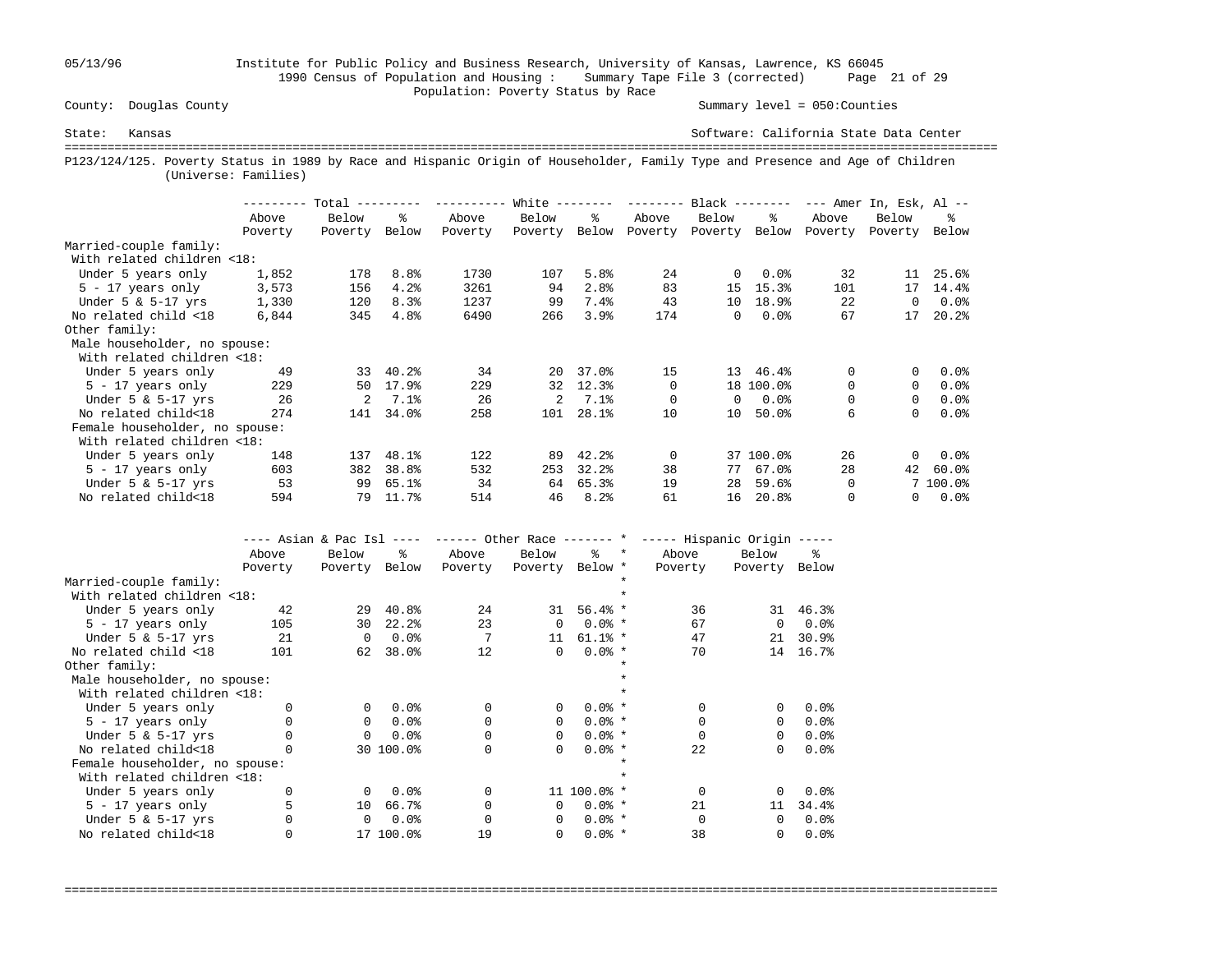County: Douglas County

Summary level = 050:Counties

State: Kansas

Software: California State Data Center

Institute for Public Policy and Business Research, University of Kansas, Lawrence, KS 66045

1990 Census of Population and Housing : Summary Tape File 3 (corrected)

Population: Poverty Status by Race

05/13/96

## P123/124/125. Poverty Status in 1989 by Race and Hispanic Origin of Householder, Family Type and Presence and Age of Children (Universe: Families)

| | Total | | | White | | | Black | | | Amer In, Esk, Al | | |
|---|---|---|---|---|---|---|---|---|---|---|---|---|
| | Above Poverty | Below Poverty | % Below | Above Poverty | Below Poverty | % Below | Above Poverty | Below Poverty | % Below | Above Poverty | Below Poverty | % Below |
| Married-couple family: | | | | | | | | | | | | |
| With related children <18: | | | | | | | | | | | | |
| Under 5 years only | 1,852 | 178 | 8.8% | 1730 | 107 | 5.8% | 24 | 0 | 0.0% | 32 | 11 | 25.6% |
| 5 - 17 years only | 3,573 | 156 | 4.2% | 3261 | 94 | 2.8% | 83 | 15 | 15.3% | 101 | 17 | 14.4% |
| Under 5 & 5-17 yrs | 1,330 | 120 | 8.3% | 1237 | 99 | 7.4% | 43 | 10 | 18.9% | 22 | 0 | 0.0% |
| No related child <18 | 6,844 | 345 | 4.8% | 6490 | 266 | 3.9% | 174 | 0 | 0.0% | 67 | 17 | 20.2% |
| Other family: | | | | | | | | | | | | |
| Male householder, no spouse: | | | | | | | | | | | | |
| With related children <18: | | | | | | | | | | | | |
| Under 5 years only | 49 | 33 | 40.2% | 34 | 20 | 37.0% | 15 | 13 | 46.4% | 0 | 0 | 0.0% |
| 5 - 17 years only | 229 | 50 | 17.9% | 229 | 32 | 12.3% | 0 | 18 | 100.0% | 0 | 0 | 0.0% |
| Under 5 & 5-17 yrs | 26 | 2 | 7.1% | 26 | 2 | 7.1% | 0 | 0 | 0.0% | 0 | 0 | 0.0% |
| No related child<18 | 274 | 141 | 34.0% | 258 | 101 | 28.1% | 10 | 10 | 50.0% | 6 | 0 | 0.0% |
| Female householder, no spouse: | | | | | | | | | | | | |
| With related children <18: | | | | | | | | | | | | |
| Under 5 years only | 148 | 137 | 48.1% | 122 | 89 | 42.2% | 0 | 37 | 100.0% | 26 | 0 | 0.0% |
| 5 - 17 years only | 603 | 382 | 38.8% | 532 | 253 | 32.2% | 38 | 77 | 67.0% | 28 | 42 | 60.0% |
| Under 5 & 5-17 yrs | 53 | 99 | 65.1% | 34 | 64 | 65.3% | 19 | 28 | 59.6% | 0 | 7 | 100.0% |
| No related child<18 | 594 | 79 | 11.7% | 514 | 46 | 8.2% | 61 | 16 | 20.8% | 0 | 0 | 0.0% |

| | Asian & Pac Isl | | | Other Race | | | Hispanic Origin | | |
|---|---|---|---|---|---|---|---|---|---|
| | Above Poverty | Below Poverty | % Below | Above Poverty | Below Poverty | % Below | Above Poverty | Below Poverty | % Below |
| Married-couple family: | | | | | | | | | |
| With related children <18: | | | | | | | | | |
| Under 5 years only | 42 | 29 | 40.8% | 24 | 31 | 56.4% | 36 | 31 | 46.3% |
| 5 - 17 years only | 105 | 30 | 22.2% | 23 | 0 | 0.0% | 67 | 0 | 0.0% |
| Under 5 & 5-17 yrs | 21 | 0 | 0.0% | 7 | 11 | 61.1% | 47 | 21 | 30.9% |
| No related child <18 | 101 | 62 | 38.0% | 12 | 0 | 0.0% | 70 | 14 | 16.7% |
| Other family: | | | | | | | | | |
| Male householder, no spouse: | | | | | | | | | |
| With related children <18: | | | | | | | | | |
| Under 5 years only | 0 | 0 | 0.0% | 0 | 0 | 0.0% | 0 | 0 | 0.0% |
| 5 - 17 years only | 0 | 0 | 0.0% | 0 | 0 | 0.0% | 0 | 0 | 0.0% |
| Under 5 & 5-17 yrs | 0 | 0 | 0.0% | 0 | 0 | 0.0% | 0 | 0 | 0.0% |
| No related child<18 | 0 | 30 | 100.0% | 0 | 0 | 0.0% | 22 | 0 | 0.0% |
| Female householder, no spouse: | | | | | | | | | |
| With related children <18: | | | | | | | | | |
| Under 5 years only | 0 | 0 | 0.0% | 0 | 11 | 100.0% | 0 | 0 | 0.0% |
| 5 - 17 years only | 5 | 10 | 66.7% | 0 | 0 | 0.0% | 21 | 11 | 34.4% |
| Under 5 & 5-17 yrs | 0 | 0 | 0.0% | 0 | 0 | 0.0% | 0 | 0 | 0.0% |
| No related child<18 | 0 | 17 | 100.0% | 19 | 0 | 0.0% | 38 | 0 | 0.0% |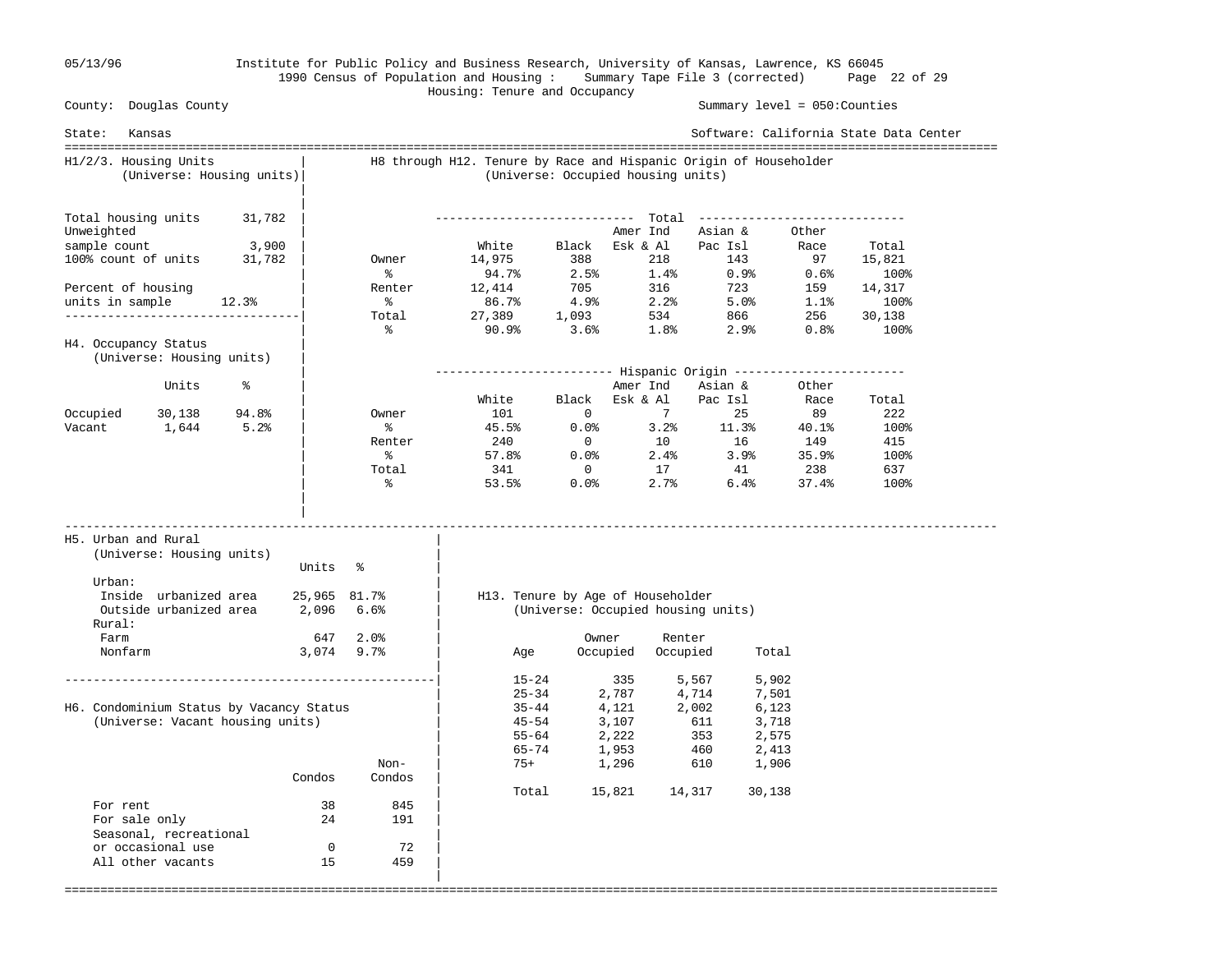County: Douglas County | Summary level = 050:Counties

State: Kansas | Software: California State Data Center

Institute for Public Policy and Business Research, University of Kansas, Lawrence, KS 66045

1990 Census of Population and Housing : Summary Tape File 3 (corrected)

Housing: Tenure and Occupancy

## H1/2/3. Housing Units
(Universe: Housing units)

| | |
|---|---|
| Total housing units | 31,782 |
| Unweighted sample count | 3,900 |
| 100% count of units | 31,782 |
| Percent of housing units in sample | 12.3% |

## H4. Occupancy Status
(Universe: Housing units)

| | Units | % |
|---|---|---|
| Occupied | 30,138 | 94.8% |
| Vacant | 1,644 | 5.2% |

## H8 through H12. Tenure by Race and Hispanic Origin of Householder
(Universe: Occupied housing units)

| Total | White | Black | Amer Ind Esk & Al | Asian & Pac Isl | Other Race | Total |
|---|---|---|---|---|---|---|
| Owner | 14,975 | 388 | 218 | 143 | 97 | 15,821 |
| % | 94.7% | 2.5% | 1.4% | 0.9% | 0.6% | 100% |
| Renter | 12,414 | 705 | 316 | 723 | 159 | 14,317 |
| % | 86.7% | 4.9% | 2.2% | 5.0% | 1.1% | 100% |
| Total | 27,389 | 1,093 | 534 | 866 | 256 | 30,138 |
| % | 90.9% | 3.6% | 1.8% | 2.9% | 0.8% | 100% |

| Hispanic Origin | White | Black | Amer Ind Esk & Al | Asian & Pac Isl | Other Race | Total |
|---|---|---|---|---|---|---|
| Owner | 101 | 0 | 7 | 25 | 89 | 222 |
| % | 45.5% | 0.0% | 3.2% | 11.3% | 40.1% | 100% |
| Renter | 240 | 0 | 10 | 16 | 149 | 415 |
| % | 57.8% | 0.0% | 2.4% | 3.9% | 35.9% | 100% |
| Total | 341 | 0 | 17 | 41 | 238 | 637 |
| % | 53.5% | 0.0% | 2.7% | 6.4% | 37.4% | 100% |

## H5. Urban and Rural
(Universe: Housing units)

| | Units | % |
|---|---|---|
| Urban: | | |
| Inside urbanized area | 25,965 | 81.7% |
| Outside urbanized area | 2,096 | 6.6% |
| Rural: | | |
| Farm | 647 | 2.0% |
| Nonfarm | 3,074 | 9.7% |

## H6. Condominium Status by Vacancy Status
(Universe: Vacant housing units)

| | Condos | Non-Condos |
|---|---|---|
| For rent | 38 | 845 |
| For sale only | 24 | 191 |
| Seasonal, recreational or occasional use | 0 | 72 |
| All other vacants | 15 | 459 |

## H13. Tenure by Age of Householder
(Universe: Occupied housing units)

| Age | Owner Occupied | Renter Occupied | Total |
|---|---|---|---|
| 15-24 | 335 | 5,567 | 5,902 |
| 25-34 | 2,787 | 4,714 | 7,501 |
| 35-44 | 4,121 | 2,002 | 6,123 |
| 45-54 | 3,107 | 611 | 3,718 |
| 55-64 | 2,222 | 353 | 2,575 |
| 65-74 | 1,953 | 460 | 2,413 |
| 75+ | 1,296 | 610 | 1,906 |
| Total | 15,821 | 14,317 | 30,138 |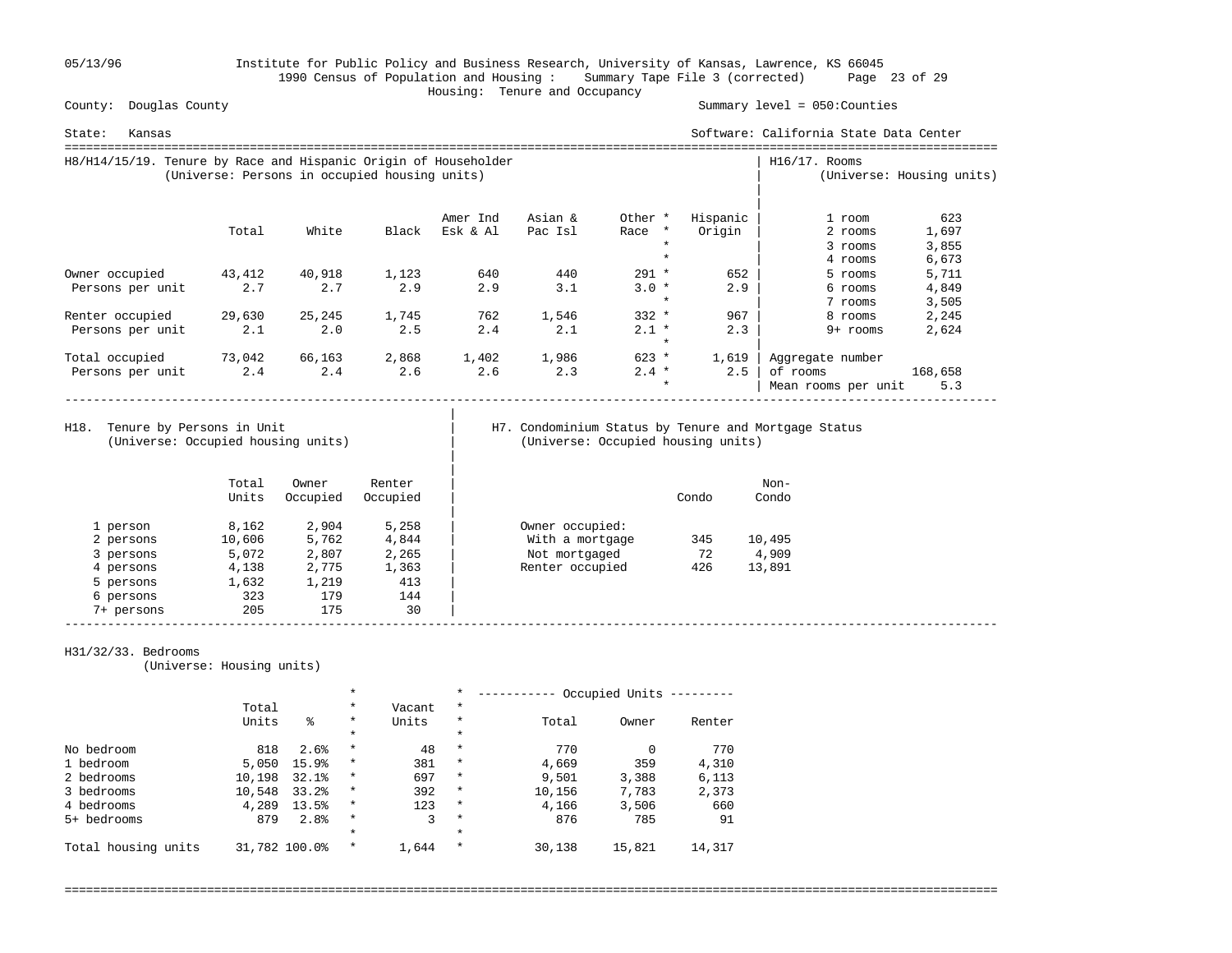05/13/96 Institute for Public Policy and Business Research, University of Kansas, Lawrence, KS 66045

1990 Census of Population and Housing : Summary Tape File 3 (corrected)

Housing: Tenure and Occupancy

County: Douglas County — Summary level = 050:Counties

State: Kansas — Software: California State Data Center

## H8/H14/15/19. Tenure by Race and Hispanic Origin of Householder
(Universe: Persons in occupied housing units)

| | Total | White | Black | Amer Ind Esk & Al | Asian & Pac Isl | Other Race | Hispanic Origin |
|---|---|---|---|---|---|---|---|
| Owner occupied | 43,412 | 40,918 | 1,123 | 640 | 440 | 291 | 652 |
| Persons per unit | 2.7 | 2.7 | 2.9 | 2.9 | 3.1 | 3.0 | 2.9 |
| Renter occupied | 29,630 | 25,245 | 1,745 | 762 | 1,546 | 332 | 967 |
| Persons per unit | 2.1 | 2.0 | 2.5 | 2.4 | 2.1 | 2.1 | 2.3 |
| Total occupied | 73,042 | 66,163 | 2,868 | 1,402 | 1,986 | 623 | 1,619 |
| Persons per unit | 2.4 | 2.4 | 2.6 | 2.6 | 2.3 | 2.4 | 2.5 |

## H16/17. Rooms
(Universe: Housing units)

| Rooms | Units |
|---|---|
| 1 room | 623 |
| 2 rooms | 1,697 |
| 3 rooms | 3,855 |
| 4 rooms | 6,673 |
| 5 rooms | 5,711 |
| 6 rooms | 4,849 |
| 7 rooms | 3,505 |
| 8 rooms | 2,245 |
| 9+ rooms | 2,624 |
| Aggregate number of rooms | 168,658 |
| Mean rooms per unit | 5.3 |

## H18. Tenure by Persons in Unit
(Universe: Occupied housing units)

| | Total Units | Owner Occupied | Renter Occupied |
|---|---|---|---|
| 1 person | 8,162 | 2,904 | 5,258 |
| 2 persons | 10,606 | 5,762 | 4,844 |
| 3 persons | 5,072 | 2,807 | 2,265 |
| 4 persons | 4,138 | 2,775 | 1,363 |
| 5 persons | 1,632 | 1,219 | 413 |
| 6 persons | 323 | 179 | 144 |
| 7+ persons | 205 | 175 | 30 |

## H7. Condominium Status by Tenure and Mortgage Status
(Universe: Occupied housing units)

| | Condo | Non-Condo |
|---|---|---|
| Owner occupied: | | |
| With a mortgage | 345 | 10,495 |
| Not mortgaged | 72 | 4,909 |
| Renter occupied | 426 | 13,891 |

## H31/32/33. Bedrooms
(Universe: Housing units)

| | Total Units | % | Vacant Units | Occupied Units: Total | Owner | Renter |
|---|---|---|---|---|---|---|
| No bedroom | 818 | 2.6% | 48 | 770 | 0 | 770 |
| 1 bedroom | 5,050 | 15.9% | 381 | 4,669 | 359 | 4,310 |
| 2 bedrooms | 10,198 | 32.1% | 697 | 9,501 | 3,388 | 6,113 |
| 3 bedrooms | 10,548 | 33.2% | 392 | 10,156 | 7,783 | 2,373 |
| 4 bedrooms | 4,289 | 13.5% | 123 | 4,166 | 3,506 | 660 |
| 5+ bedrooms | 879 | 2.8% | 3 | 876 | 785 | 91 |
| Total housing units | 31,782 | 100.0% | 1,644 | 30,138 | 15,821 | 14,317 |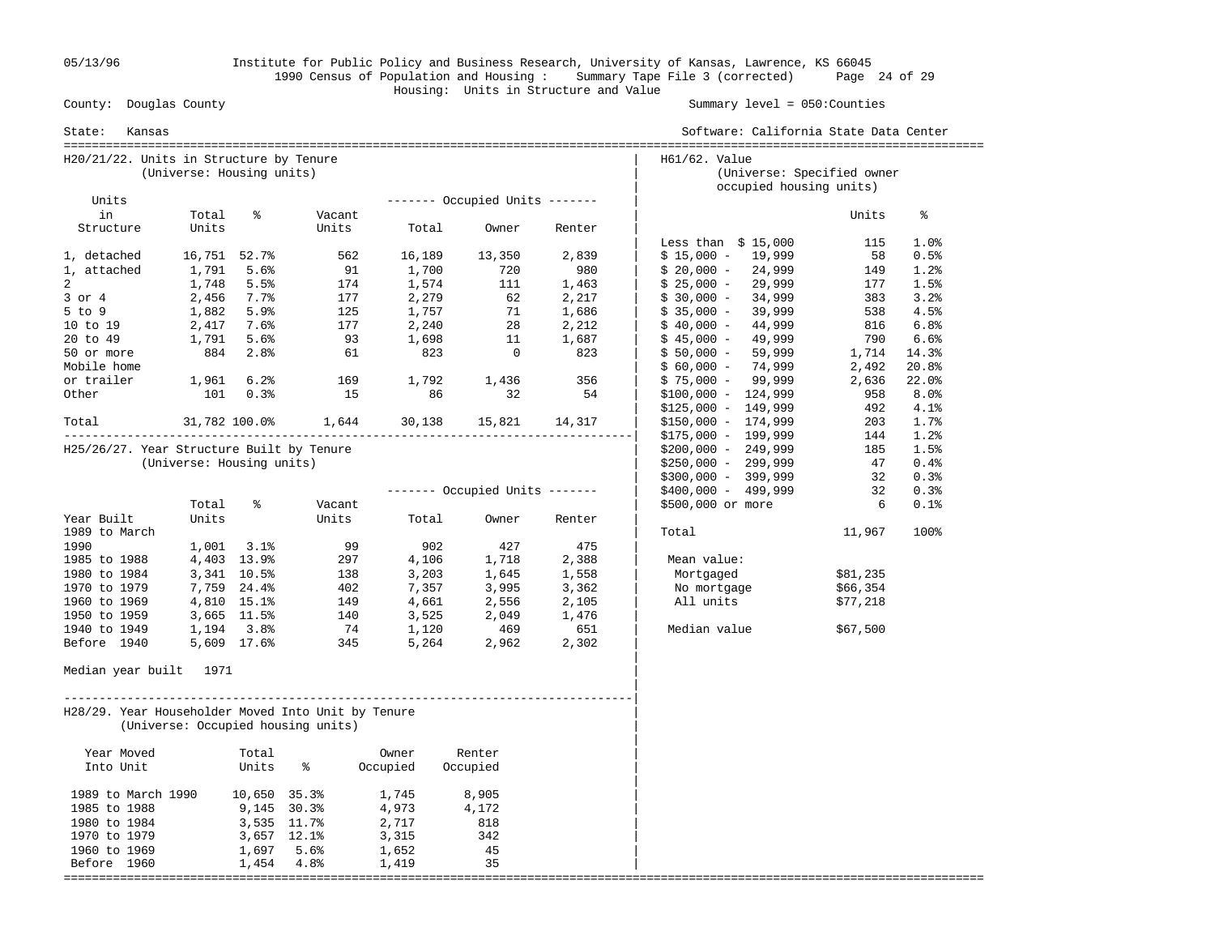County: Douglas County

State: Kansas

Summary level = 050:Counties

Housing: Units in Structure and Value

## H20/21/22. Units in Structure by Tenure
(Universe: Housing units)

| Units in Structure | Total Units | % | Vacant Units | Occupied Units: Total | Owner | Renter |
|---|---|---|---|---|---|---|
| 1, detached | 16,751 | 52.7% | 562 | 16,189 | 13,350 | 2,839 |
| 1, attached | 1,791 | 5.6% | 91 | 1,700 | 720 | 980 |
| 2 | 1,748 | 5.5% | 174 | 1,574 | 111 | 1,463 |
| 3 or 4 | 2,456 | 7.7% | 177 | 2,279 | 62 | 2,217 |
| 5 to 9 | 1,882 | 5.9% | 125 | 1,757 | 71 | 1,686 |
| 10 to 19 | 2,417 | 7.6% | 177 | 2,240 | 28 | 2,212 |
| 20 to 49 | 1,791 | 5.6% | 93 | 1,698 | 11 | 1,687 |
| 50 or more | 884 | 2.8% | 61 | 823 | 0 | 823 |
| Mobile home or trailer | 1,961 | 6.2% | 169 | 1,792 | 1,436 | 356 |
| Other | 101 | 0.3% | 15 | 86 | 32 | 54 |
| Total | 31,782 | 100.0% | 1,644 | 30,138 | 15,821 | 14,317 |

## H25/26/27. Year Structure Built by Tenure
(Universe: Housing units)

| Year Built | Total Units | % | Vacant Units | Occupied Units: Total | Owner | Renter |
|---|---|---|---|---|---|---|
| 1989 to March 1990 | 1,001 | 3.1% | 99 | 902 | 427 | 475 |
| 1985 to 1988 | 4,403 | 13.9% | 297 | 4,106 | 1,718 | 2,388 |
| 1980 to 1984 | 3,341 | 10.5% | 138 | 3,203 | 1,645 | 1,558 |
| 1970 to 1979 | 7,759 | 24.4% | 402 | 7,357 | 3,995 | 3,362 |
| 1960 to 1969 | 4,810 | 15.1% | 149 | 4,661 | 2,556 | 2,105 |
| 1950 to 1959 | 3,665 | 11.5% | 140 | 3,525 | 2,049 | 1,476 |
| 1940 to 1949 | 1,194 | 3.8% | 74 | 1,120 | 469 | 651 |
| Before 1940 | 5,609 | 17.6% | 345 | 5,264 | 2,962 | 2,302 |

Median year built 1971

## H28/29. Year Householder Moved Into Unit by Tenure
(Universe: Occupied housing units)

| Year Moved Into Unit | Total Units | % | Owner Occupied | Renter Occupied |
|---|---|---|---|---|
| 1989 to March 1990 | 10,650 | 35.3% | 1,745 | 8,905 |
| 1985 to 1988 | 9,145 | 30.3% | 4,973 | 4,172 |
| 1980 to 1984 | 3,535 | 11.7% | 2,717 | 818 |
| 1970 to 1979 | 3,657 | 12.1% | 3,315 | 342 |
| 1960 to 1969 | 1,697 | 5.6% | 1,652 | 45 |
| Before 1960 | 1,454 | 4.8% | 1,419 | 35 |

## H61/62. Value
(Universe: Specified owner occupied housing units)

| Value | Units | % |
|---|---|---|
| Less than $ 15,000 | 115 | 1.0% |
| $ 15,000 - 19,999 | 58 | 0.5% |
| $ 20,000 - 24,999 | 149 | 1.2% |
| $ 25,000 - 29,999 | 177 | 1.5% |
| $ 30,000 - 34,999 | 383 | 3.2% |
| $ 35,000 - 39,999 | 538 | 4.5% |
| $ 40,000 - 44,999 | 816 | 6.8% |
| $ 45,000 - 49,999 | 790 | 6.6% |
| $ 50,000 - 59,999 | 1,714 | 14.3% |
| $ 60,000 - 74,999 | 2,492 | 20.8% |
| $ 75,000 - 99,999 | 2,636 | 22.0% |
| $100,000 - 124,999 | 958 | 8.0% |
| $125,000 - 149,999 | 492 | 4.1% |
| $150,000 - 174,999 | 203 | 1.7% |
| $175,000 - 199,999 | 144 | 1.2% |
| $200,000 - 249,999 | 185 | 1.5% |
| $250,000 - 299,999 | 47 | 0.4% |
| $300,000 - 399,999 | 32 | 0.3% |
| $400,000 - 499,999 | 32 | 0.3% |
| $500,000 or more | 6 | 0.1% |
| Total | 11,967 | 100% |

| Mean value: | |
|---|---|
| Mortgaged | $81,235 |
| No mortgage | $66,354 |
| All units | $77,218 |

Median value $67,500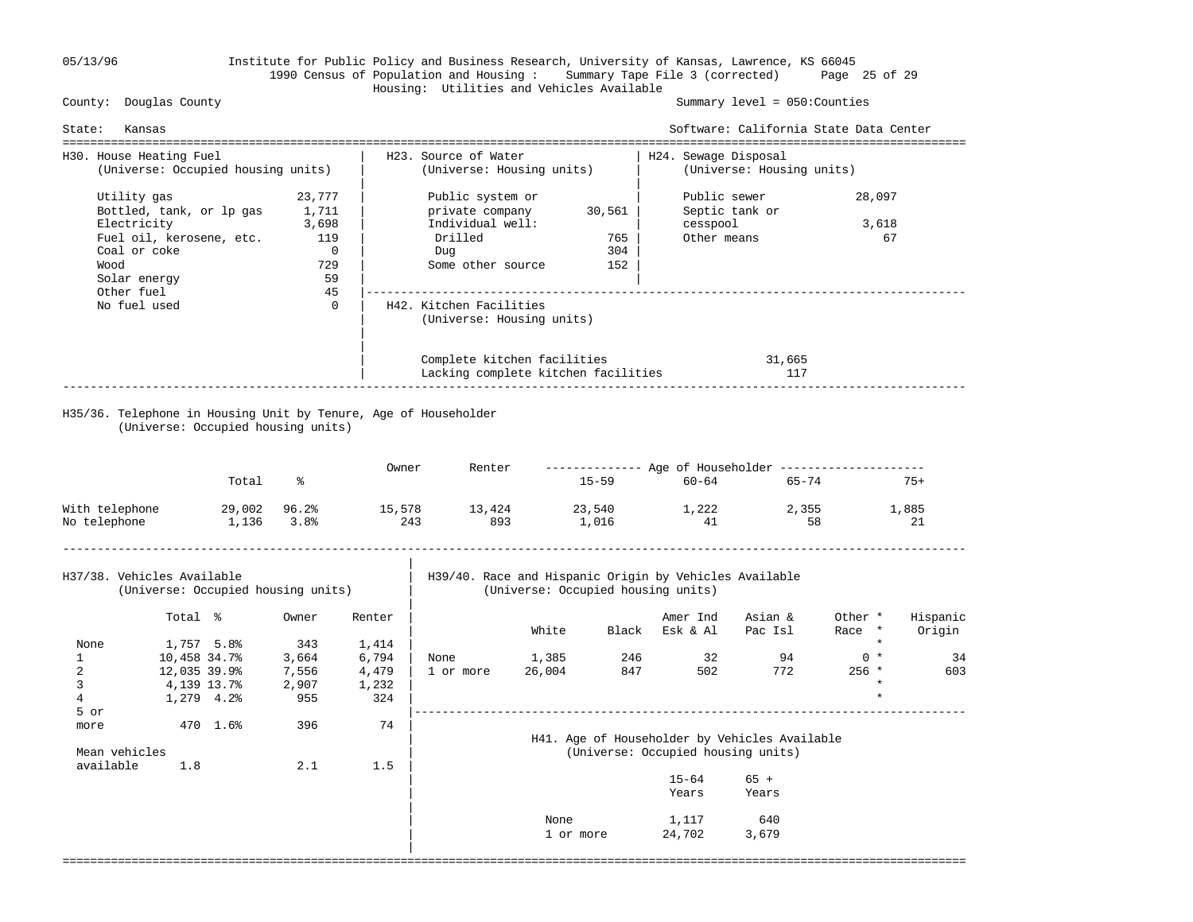05/13/96 Institute for Public Policy and Business Research, University of Kansas, Lawrence, KS 66045

1990 Census of Population and Housing : Summary Tape File 3 (corrected)

Housing: Utilities and Vehicles Available

County: Douglas County — Summary level = 050:Counties

State: Kansas — Software: California State Data Center

### H30. House Heating Fuel
(Universe: Occupied housing units)

| Fuel | Units |
|---|---|
| Utility gas | 23,777 |
| Bottled, tank, or lp gas | 1,711 |
| Electricity | 3,698 |
| Fuel oil, kerosene, etc. | 119 |
| Coal or coke | 0 |
| Wood | 729 |
| Solar energy | 59 |
| Other fuel | 45 |
| No fuel used | 0 |

### H23. Source of Water
(Universe: Housing units)

| Source | Units |
|---|---|
| Public system or private company | 30,561 |
| Individual well: | |
| Drilled | 765 |
| Dug | 304 |
| Some other source | 152 |

### H24. Sewage Disposal
(Universe: Housing units)

| Disposal | Units |
|---|---|
| Public sewer | 28,097 |
| Septic tank or cesspool | 3,618 |
| Other means | 67 |

### H42. Kitchen Facilities
(Universe: Housing units)

| Facilities | Units |
|---|---|
| Complete kitchen facilities | 31,665 |
| Lacking complete kitchen facilities | 117 |

### H35/36. Telephone in Housing Unit by Tenure, Age of Householder
(Universe: Occupied housing units)

| | Total | % | Owner | Renter | Age of Householder 15-59 | 60-64 | 65-74 | 75+ |
|---|---|---|---|---|---|---|---|---|
| With telephone | 29,002 | 96.2% | 15,578 | 13,424 | 23,540 | 1,222 | 2,355 | 1,885 |
| No telephone | 1,136 | 3.8% | 243 | 893 | 1,016 | 41 | 58 | 21 |

### H37/38. Vehicles Available
(Universe: Occupied housing units)

| | Total | % | Owner | Renter |
|---|---|---|---|---|
| None | 1,757 | 5.8% | 343 | 1,414 |
| 1 | 10,458 | 34.7% | 3,664 | 6,794 |
| 2 | 12,035 | 39.9% | 7,556 | 4,479 |
| 3 | 4,139 | 13.7% | 2,907 | 1,232 |
| 4 | 1,279 | 4.2% | 955 | 324 |
| 5 or more | 470 | 1.6% | 396 | 74 |
| Mean vehicles available | 1.8 | | 2.1 | 1.5 |

### H39/40. Race and Hispanic Origin by Vehicles Available
(Universe: Occupied housing units)

| | White | Black | Amer Ind Esk & Al | Asian & Pac Isl | Other * Race * | Hispanic Origin |
|---|---|---|---|---|---|---|
| None | 1,385 | 246 | 32 | 94 | 0 * | 34 |
| 1 or more | 26,004 | 847 | 502 | 772 | 256 * | 603 |

### H41. Age of Householder by Vehicles Available
(Universe: Occupied housing units)

| | 15-64 Years | 65 + Years |
|---|---|---|
| None | 1,117 | 640 |
| 1 or more | 24,702 | 3,679 |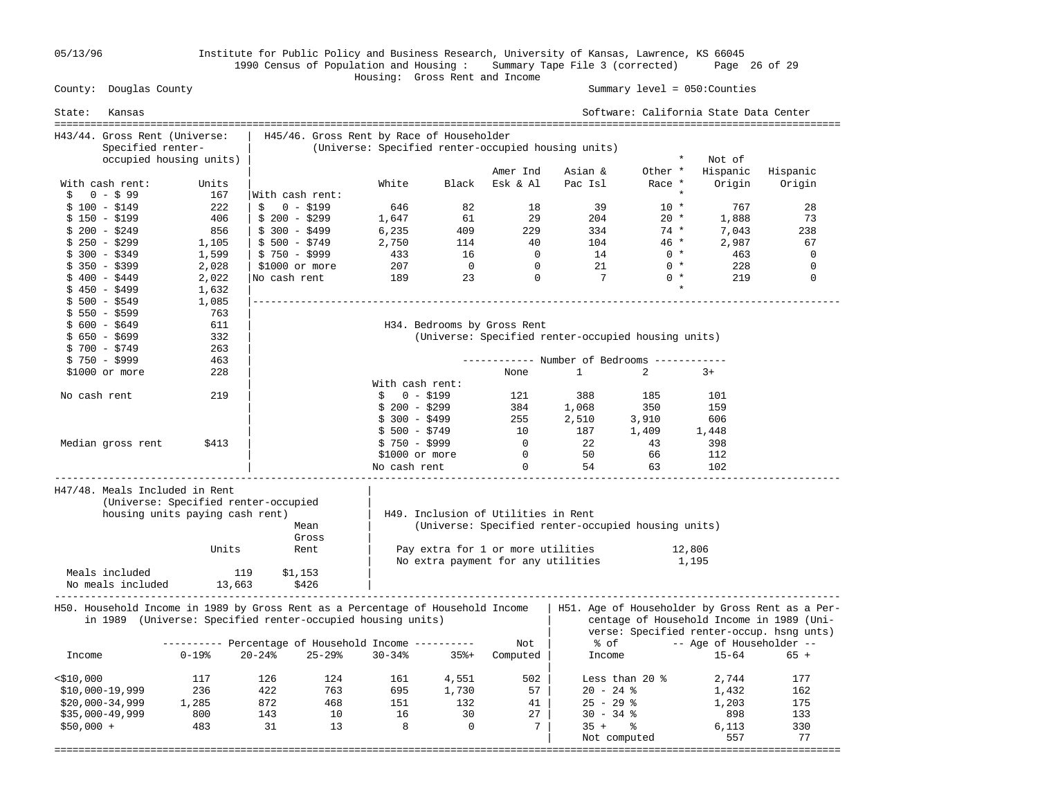05/13/96 Institute for Public Policy and Business Research, University of Kansas, Lawrence, KS 66045

1990 Census of Population and Housing : Summary Tape File 3 (corrected)

Housing: Gross Rent and Income

County: Douglas County — Summary level = 050:Counties

State: Kansas — Software: California State Data Center

## H43/44. Gross Rent (Universe: Specified renter-occupied housing units)

| With cash rent: | Units |
|---|---|
| $ 0 - $ 99 | 167 |
| $ 100 - $149 | 222 |
| $ 150 - $199 | 406 |
| $ 200 - $249 | 856 |
| $ 250 - $299 | 1,105 |
| $ 300 - $349 | 1,599 |
| $ 350 - $399 | 2,028 |
| $ 400 - $449 | 2,022 |
| $ 450 - $499 | 1,632 |
| $ 500 - $549 | 1,085 |
| $ 550 - $599 | 763 |
| $ 600 - $649 | 611 |
| $ 650 - $699 | 332 |
| $ 700 - $749 | 263 |
| $ 750 - $999 | 463 |
| $1000 or more | 228 |
| No cash rent | 219 |
| Median gross rent | $413 |

## H45/46. Gross Rent by Race of Householder

(Universe: Specified renter-occupied housing units)

| | White | Black | Amer Ind Esk & Al | Asian & Pac Isl | Other Race * | Not of Hispanic Origin | Hispanic Origin |
|---|---|---|---|---|---|---|---|
| With cash rent: | | | | | | | |
| $ 0 - $199 | 646 | 82 | 18 | 39 | 10 * | 767 | 28 |
| $ 200 - $299 | 1,647 | 61 | 29 | 204 | 20 * | 1,888 | 73 |
| $ 300 - $499 | 6,235 | 409 | 229 | 334 | 74 * | 7,043 | 238 |
| $ 500 - $749 | 2,750 | 114 | 40 | 104 | 46 * | 2,987 | 67 |
| $ 750 - $999 | 433 | 16 | 0 | 14 | 0 * | 463 | 0 |
| $1000 or more | 207 | 0 | 0 | 21 | 0 * | 228 | 0 |
| No cash rent | 189 | 23 | 0 | 7 | 0 * | 219 | 0 |

## H34. Bedrooms by Gross Rent

(Universe: Specified renter-occupied housing units)

| | Number of Bedrooms | | | |
|---|---|---|---|---|
| | None | 1 | 2 | 3+ |
| With cash rent: | | | | |
| $ 0 - $199 | 121 | 388 | 185 | 101 |
| $ 200 - $299 | 384 | 1,068 | 350 | 159 |
| $ 300 - $499 | 255 | 2,510 | 3,910 | 606 |
| $ 500 - $749 | 10 | 187 | 1,409 | 1,448 |
| $ 750 - $999 | 0 | 22 | 43 | 398 |
| $1000 or more | 0 | 50 | 66 | 112 |
| No cash rent | 0 | 54 | 63 | 102 |

## H47/48. Meals Included in Rent

(Universe: Specified renter-occupied housing units paying cash rent)

| | Units | Mean Gross Rent |
|---|---|---|
| Meals included | 119 | $1,153 |
| No meals included | 13,663 | $426 |

## H49. Inclusion of Utilities in Rent

(Universe: Specified renter-occupied housing units)

| | |
|---|---|
| Pay extra for 1 or more utilities | 12,806 |
| No extra payment for any utilities | 1,195 |

## H50. Household Income in 1989 by Gross Rent as a Percentage of Household Income in 1989 (Universe: Specified renter-occupied housing units)

| Income | 0-19% | 20-24% | 25-29% | 30-34% | 35%+ | Not Computed |
|---|---|---|---|---|---|---|
| <$10,000 | 117 | 126 | 124 | 161 | 4,551 | 502 |
| $10,000-19,999 | 236 | 422 | 763 | 695 | 1,730 | 57 |
| $20,000-34,999 | 1,285 | 872 | 468 | 151 | 132 | 41 |
| $35,000-49,999 | 800 | 143 | 10 | 16 | 30 | 27 |
| $50,000 + | 483 | 31 | 13 | 8 | 0 | 7 |

## H51. Age of Householder by Gross Rent as a Percentage of Household Income in 1989 (Universe: Specified renter-occup. hsng unts)

| % of Income | Age of Householder 15-64 | 65 + |
|---|---|---|
| Less than 20 % | 2,744 | 177 |
| 20 - 24 % | 1,432 | 162 |
| 25 - 29 % | 1,203 | 175 |
| 30 - 34 % | 898 | 133 |
| 35 + % | 6,113 | 330 |
| Not computed | 557 | 77 |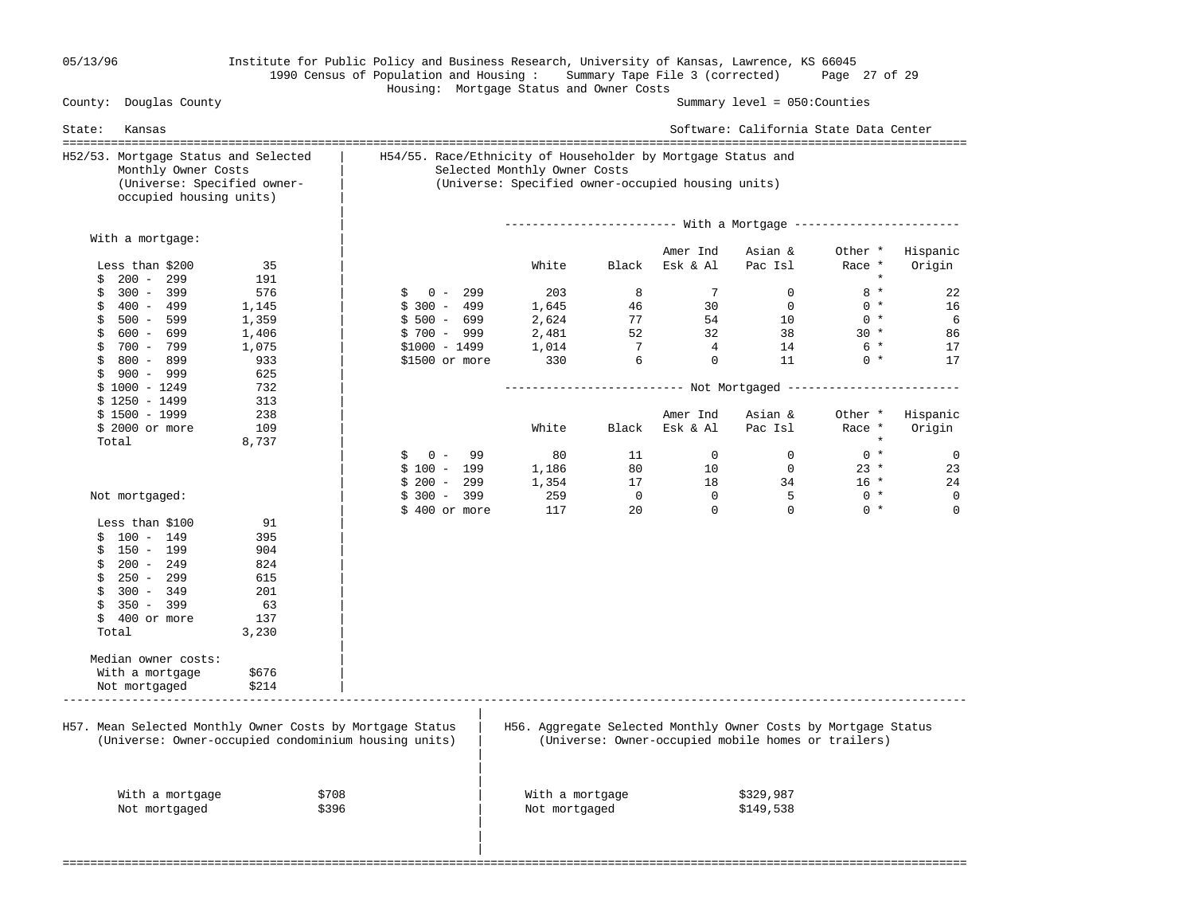County: Douglas County — Summary level = 050:Counties

State: Kansas

1990 Census of Population and Housing : Summary Tape File 3 (corrected)

Housing: Mortgage Status and Owner Costs

## H52/53. Mortgage Status and Selected Monthly Owner Costs
(Universe: Specified owner-occupied housing units)

| With a mortgage: | |
|---|---|
| Less than $200 | 35 |
| $ 200 - 299 | 191 |
| $ 300 - 399 | 576 |
| $ 400 - 499 | 1,145 |
| $ 500 - 599 | 1,359 |
| $ 600 - 699 | 1,406 |
| $ 700 - 799 | 1,075 |
| $ 800 - 899 | 933 |
| $ 900 - 999 | 625 |
| $ 1000 - 1249 | 732 |
| $ 1250 - 1499 | 313 |
| $ 1500 - 1999 | 238 |
| $ 2000 or more | 109 |
| Total | 8,737 |

| Not mortgaged: | |
|---|---|
| Less than $100 | 91 |
| $ 100 - 149 | 395 |
| $ 150 - 199 | 904 |
| $ 200 - 249 | 824 |
| $ 250 - 299 | 615 |
| $ 300 - 349 | 201 |
| $ 350 - 399 | 63 |
| $ 400 or more | 137 |
| Total | 3,230 |

| Median owner costs: | |
|---|---|
| With a mortgage | $676 |
| Not mortgaged | $214 |

## H54/55. Race/Ethnicity of Householder by Mortgage Status and Selected Monthly Owner Costs
(Universe: Specified owner-occupied housing units)

With a Mortgage

| | White | Black | Amer Ind Esk & Al | Asian & Pac Isl | Other * Race * | Hispanic Origin |
|---|---|---|---|---|---|---|
| $ 0 - 299 | 203 | 8 | 7 | 0 | 8 * | 22 |
| $ 300 - 499 | 1,645 | 46 | 30 | 0 | 0 * | 16 |
| $ 500 - 699 | 2,624 | 77 | 54 | 10 | 0 * | 6 |
| $ 700 - 999 | 2,481 | 52 | 32 | 38 | 30 * | 86 |
| $1000 - 1499 | 1,014 | 7 | 4 | 14 | 6 * | 17 |
| $1500 or more | 330 | 6 | 0 | 11 | 0 * | 17 |

Not Mortgaged

| | White | Black | Amer Ind Esk & Al | Asian & Pac Isl | Other * Race * | Hispanic Origin |
|---|---|---|---|---|---|---|
| $ 0 - 99 | 80 | 11 | 0 | 0 | 0 * | 0 |
| $ 100 - 199 | 1,186 | 80 | 10 | 0 | 23 * | 23 |
| $ 200 - 299 | 1,354 | 17 | 18 | 34 | 16 * | 24 |
| $ 300 - 399 | 259 | 0 | 0 | 5 | 0 * | 0 |
| $ 400 or more | 117 | 20 | 0 | 0 | 0 * | 0 |

## H57. Mean Selected Monthly Owner Costs by Mortgage Status
(Universe: Owner-occupied condominium housing units)

| | |
|---|---|
| With a mortgage | $708 |
| Not mortgaged | $396 |

## H56. Aggregate Selected Monthly Owner Costs by Mortgage Status
(Universe: Owner-occupied mobile homes or trailers)

| | |
|---|---|
| With a mortgage | $329,987 |
| Not mortgaged | $149,538 |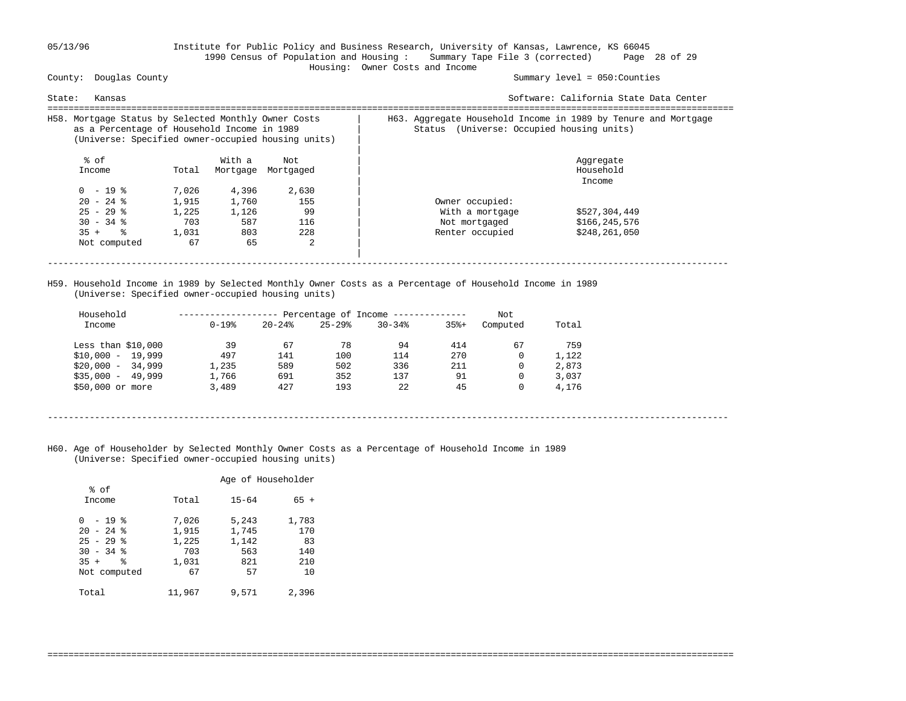County: Douglas County — Summary level = 050:Counties

State: Kansas

Housing: Owner Costs and Income

## H58. Mortgage Status by Selected Monthly Owner Costs as a Percentage of Household Income in 1989
(Universe: Specified owner-occupied housing units)

| % of Income | Total | With a Mortgage | Not Mortgaged |
|---|---|---|---|
| 0 - 19 % | 7,026 | 4,396 | 2,630 |
| 20 - 24 % | 1,915 | 1,760 | 155 |
| 25 - 29 % | 1,225 | 1,126 | 99 |
| 30 - 34 % | 703 | 587 | 116 |
| 35 + % | 1,031 | 803 | 228 |
| Not computed | 67 | 65 | 2 |

## H63. Aggregate Household Income in 1989 by Tenure and Mortgage Status (Universe: Occupied housing units)

| | Aggregate Household Income |
|---|---|
| Owner occupied: | |
| With a mortgage | $527,304,449 |
| Not mortgaged | $166,245,576 |
| Renter occupied | $248,261,050 |

## H59. Household Income in 1989 by Selected Monthly Owner Costs as a Percentage of Household Income in 1989
(Universe: Specified owner-occupied housing units)

| Household Income | Percentage of Income 0-19% | 20-24% | 25-29% | 30-34% | 35%+ | Not Computed | Total |
|---|---|---|---|---|---|---|---|
| Less than $10,000 | 39 | 67 | 78 | 94 | 414 | 67 | 759 |
| $10,000 - 19,999 | 497 | 141 | 100 | 114 | 270 | 0 | 1,122 |
| $20,000 - 34,999 | 1,235 | 589 | 502 | 336 | 211 | 0 | 2,873 |
| $35,000 - 49,999 | 1,766 | 691 | 352 | 137 | 91 | 0 | 3,037 |
| $50,000 or more | 3,489 | 427 | 193 | 22 | 45 | 0 | 4,176 |

## H60. Age of Householder by Selected Monthly Owner Costs as a Percentage of Household Income in 1989
(Universe: Specified owner-occupied housing units)

| % of Income | Total | Age of Householder 15-64 | 65 + |
|---|---|---|---|
| 0 - 19 % | 7,026 | 5,243 | 1,783 |
| 20 - 24 % | 1,915 | 1,745 | 170 |
| 25 - 29 % | 1,225 | 1,142 | 83 |
| 30 - 34 % | 703 | 563 | 140 |
| 35 + % | 1,031 | 821 | 210 |
| Not computed | 67 | 57 | 10 |
| Total | 11,967 | 9,571 | 2,396 |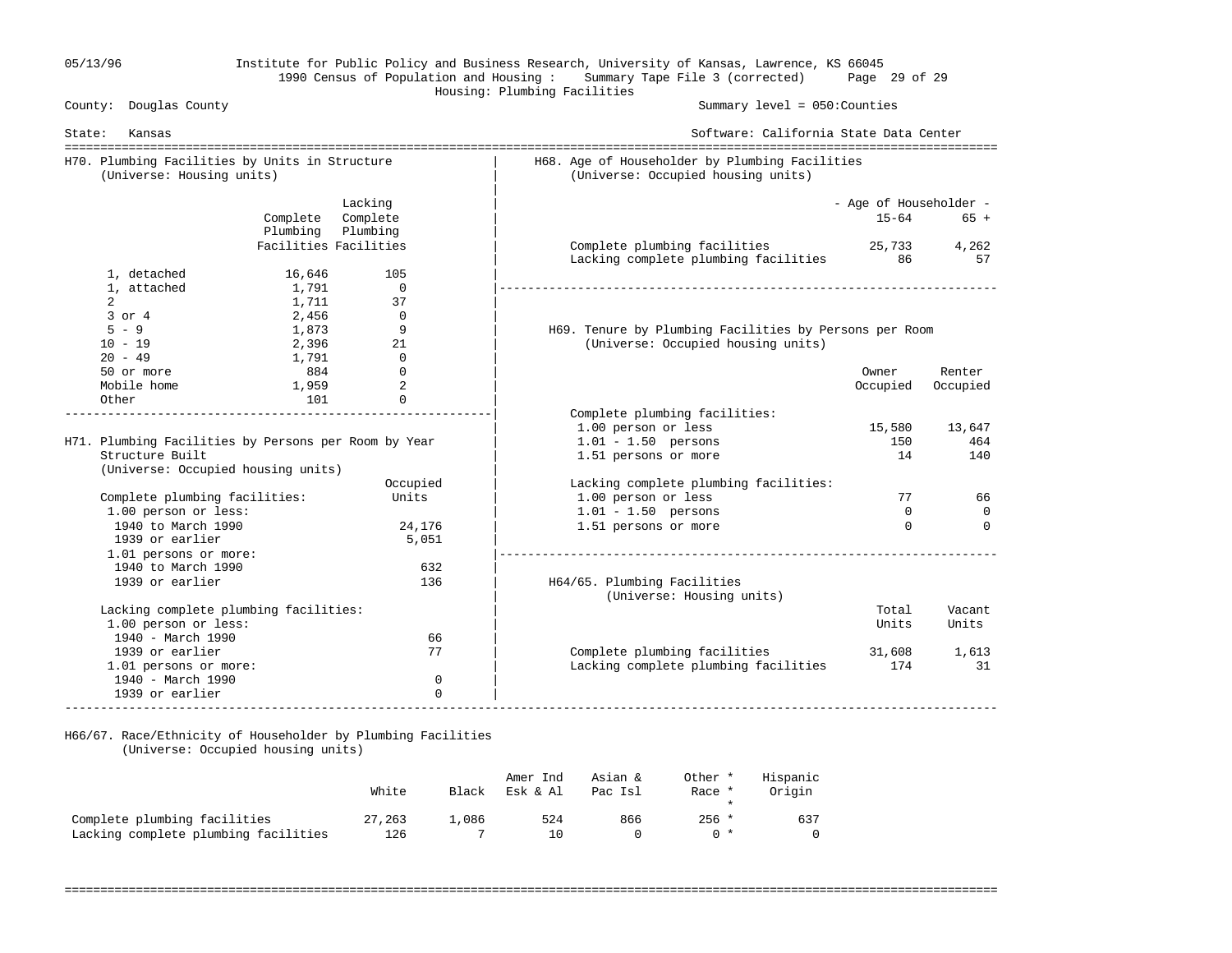05/13/96 Institute for Public Policy and Business Research, University of Kansas, Lawrence, KS 66045

1990 Census of Population and Housing : Summary Tape File 3 (corrected)

Housing: Plumbing Facilities

County: Douglas County — Summary level = 050:Counties

State: Kansas — Software: California State Data Center

## H70. Plumbing Facilities by Units in Structure
(Universe: Housing units)

| | Complete Plumbing Facilities | Lacking Complete Plumbing Facilities |
|---|---|---|
| 1, detached | 16,646 | 105 |
| 1, attached | 1,791 | 0 |
| 2 | 1,711 | 37 |
| 3 or 4 | 2,456 | 0 |
| 5 - 9 | 1,873 | 9 |
| 10 - 19 | 2,396 | 21 |
| 20 - 49 | 1,791 | 0 |
| 50 or more | 884 | 0 |
| Mobile home | 1,959 | 2 |
| Other | 101 | 0 |

## H71. Plumbing Facilities by Persons per Room by Year Structure Built
(Universe: Occupied housing units)

| | Occupied Units |
|---|---|
| Complete plumbing facilities: | |
| 1.00 person or less: | |
| 1940 to March 1990 | 24,176 |
| 1939 or earlier | 5,051 |
| 1.01 persons or more: | |
| 1940 to March 1990 | 632 |
| 1939 or earlier | 136 |
| Lacking complete plumbing facilities: | |
| 1.00 person or less: | |
| 1940 - March 1990 | 66 |
| 1939 or earlier | 77 |
| 1.01 persons or more: | |
| 1940 - March 1990 | 0 |
| 1939 or earlier | 0 |

## H68. Age of Householder by Plumbing Facilities
(Universe: Occupied housing units)

| | Age of Householder 15-64 | 65 + |
|---|---|---|
| Complete plumbing facilities | 25,733 | 4,262 |
| Lacking complete plumbing facilities | 86 | 57 |

## H69. Tenure by Plumbing Facilities by Persons per Room
(Universe: Occupied housing units)

| | Owner Occupied | Renter Occupied |
|---|---|---|
| Complete plumbing facilities: | | |
| 1.00 person or less | 15,580 | 13,647 |
| 1.01 - 1.50 persons | 150 | 464 |
| 1.51 persons or more | 14 | 140 |
| Lacking complete plumbing facilities: | | |
| 1.00 person or less | 77 | 66 |
| 1.01 - 1.50 persons | 0 | 0 |
| 1.51 persons or more | 0 | 0 |

## H64/65. Plumbing Facilities
(Universe: Housing units)

| | Total Units | Vacant Units |
|---|---|---|
| Complete plumbing facilities | 31,608 | 1,613 |
| Lacking complete plumbing facilities | 174 | 31 |

## H66/67. Race/Ethnicity of Householder by Plumbing Facilities
(Universe: Occupied housing units)

| | White | Black | Amer Ind Esk & Al | Asian & Pac Isl | Other * Race * | Hispanic Origin |
|---|---|---|---|---|---|---|
| Complete plumbing facilities | 27,263 | 1,086 | 524 | 866 | 256 * | 637 |
| Lacking complete plumbing facilities | 126 | 7 | 10 | 0 | 0 * | 0 |